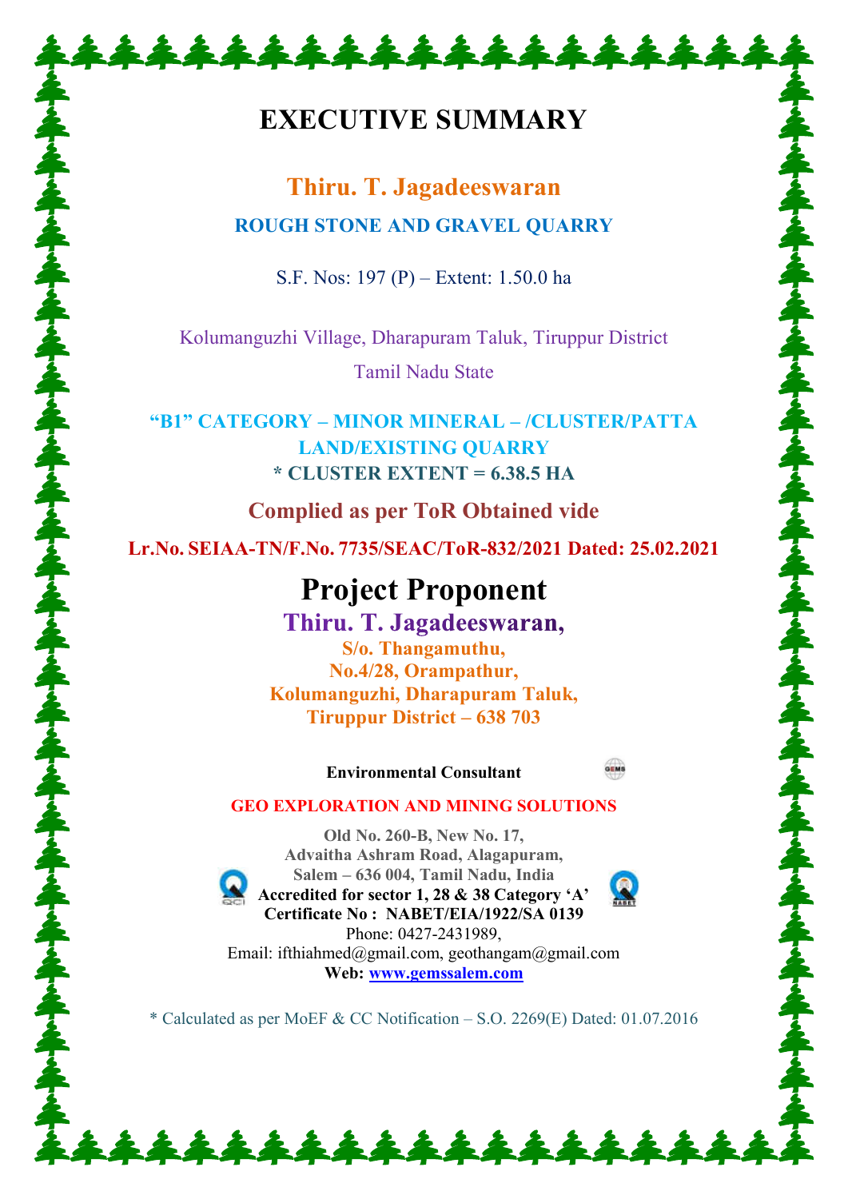# EXECUTIVE SUMMARY

## Thiru. T. Jagadeeswaran

**ROUGH STONE AND GRAVEL QUARRY**

S.F. Nos: 197 (P) – Extent: 1.50.0 ha

Kolumanguzhi Village, Dharapuram Taluk, Tiruppur District

Tamil Nadu State

**"B1" CATEGORY – MINOR MINERAL – /CLUSTER/PATTA LAND/EXISTING QUARRY**

**\* CLUSTER EXTENT = 6.38.5 HA**

**Complied as per ToR Obtained vide**

**Lr.No. SEIAA-TN/F.No. 7735/SEAC/ToR-832/2021 Dated: 25.02.2021**

# Project Proponent

**Thiru. T. Jagadeeswaran,**

**S/o. Thangamuthu,**
**No.4/28, Orampathur,**
**Kolumanguzhi, Dharapuram Taluk,**
**Tiruppur District – 638 703**

**Environmental Consultant**

**GEO EXPLORATION AND MINING SOLUTIONS**

**Old No. 260-B, New No. 17,**
**Advaitha Ashram Road, Alagapuram,**
**Salem – 636 004, Tamil Nadu, India**
**Accredited for sector 1, 28 & 38 Category 'A'**
**Certificate No : NABET/EIA/1922/SA 0139**
Phone: 0427-2431989,
Email: ifthiahmed@gmail.com, geothangam@gmail.com
**Web: www.gemssalem.com**

\* Calculated as per MoEF & CC Notification – S.O. 2269(E) Dated: 01.07.2016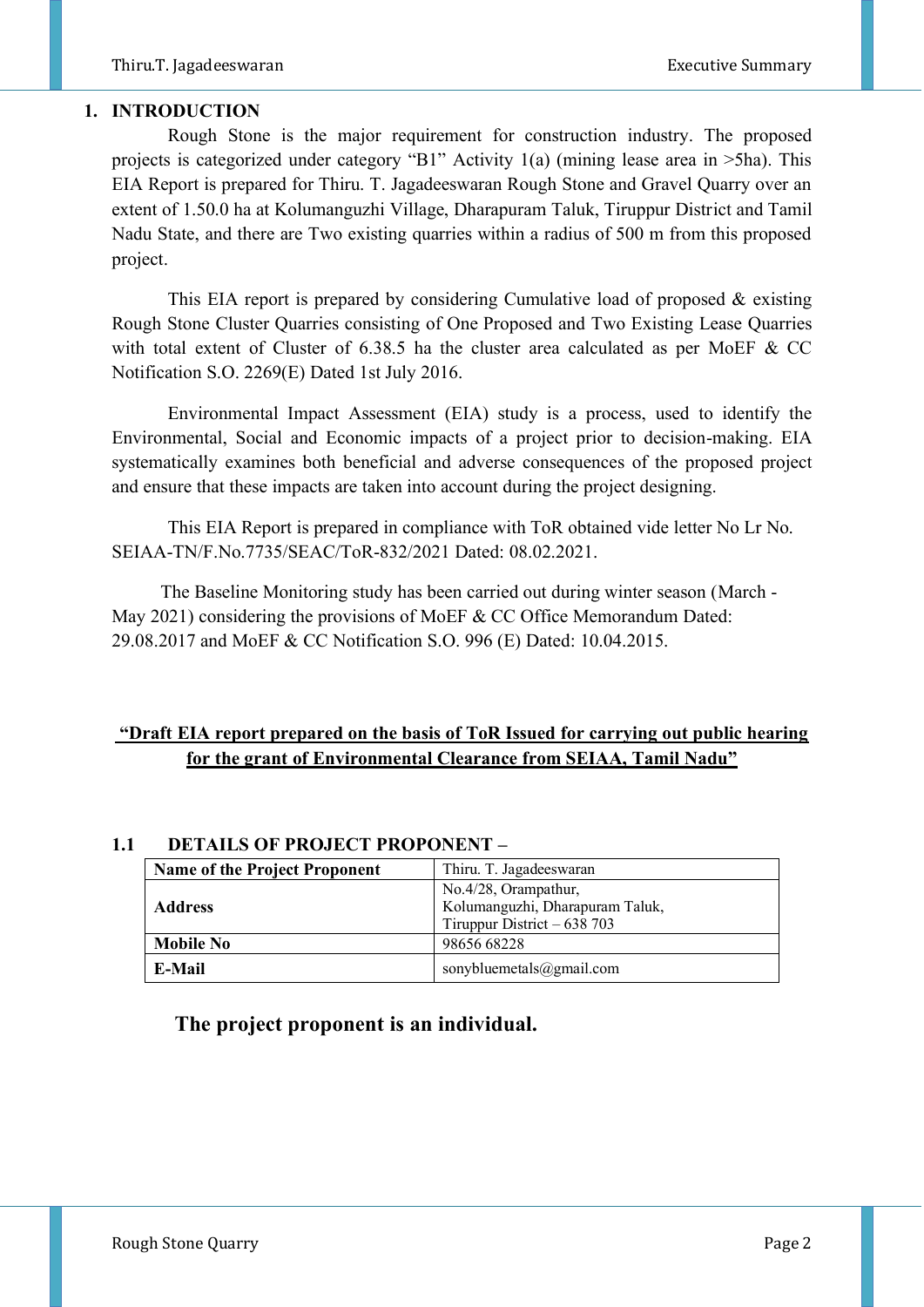# 1. INTRODUCTION

Rough Stone is the major requirement for construction industry. The proposed projects is categorized under category "B1" Activity 1(a) (mining lease area in >5ha). This EIA Report is prepared for Thiru. T. Jagadeeswaran Rough Stone and Gravel Quarry over an extent of 1.50.0 ha at Kolumanguzhi Village, Dharapuram Taluk, Tiruppur District and Tamil Nadu State, and there are Two existing quarries within a radius of 500 m from this proposed project.

This EIA report is prepared by considering Cumulative load of proposed & existing Rough Stone Cluster Quarries consisting of One Proposed and Two Existing Lease Quarries with total extent of Cluster of 6.38.5 ha the cluster area calculated as per MoEF & CC Notification S.O. 2269(E) Dated 1st July 2016.

Environmental Impact Assessment (EIA) study is a process, used to identify the Environmental, Social and Economic impacts of a project prior to decision-making. EIA systematically examines both beneficial and adverse consequences of the proposed project and ensure that these impacts are taken into account during the project designing.

This EIA Report is prepared in compliance with ToR obtained vide letter No Lr No. SEIAA-TN/F.No.7735/SEAC/ToR-832/2021 Dated: 08.02.2021.

The Baseline Monitoring study has been carried out during winter season (March - May 2021) considering the provisions of MoEF & CC Office Memorandum Dated: 29.08.2017 and MoEF & CC Notification S.O. 996 (E) Dated: 10.04.2015.

**"Draft EIA report prepared on the basis of ToR Issued for carrying out public hearing for the grant of Environmental Clearance from SEIAA, Tamil Nadu"**

## 1.1 DETAILS OF PROJECT PROPONENT –

| **Name of the Project Proponent** | Thiru. T. Jagadeeswaran |
|---|---|
| **Address** | No.4/28, Orampathur,<br>Kolumanguzhi, Dharapuram Taluk,<br>Tiruppur District – 638 703 |
| **Mobile No** | 98656 68228 |
| **E-Mail** | sonybluemetals@gmail.com |

**The project proponent is an individual.**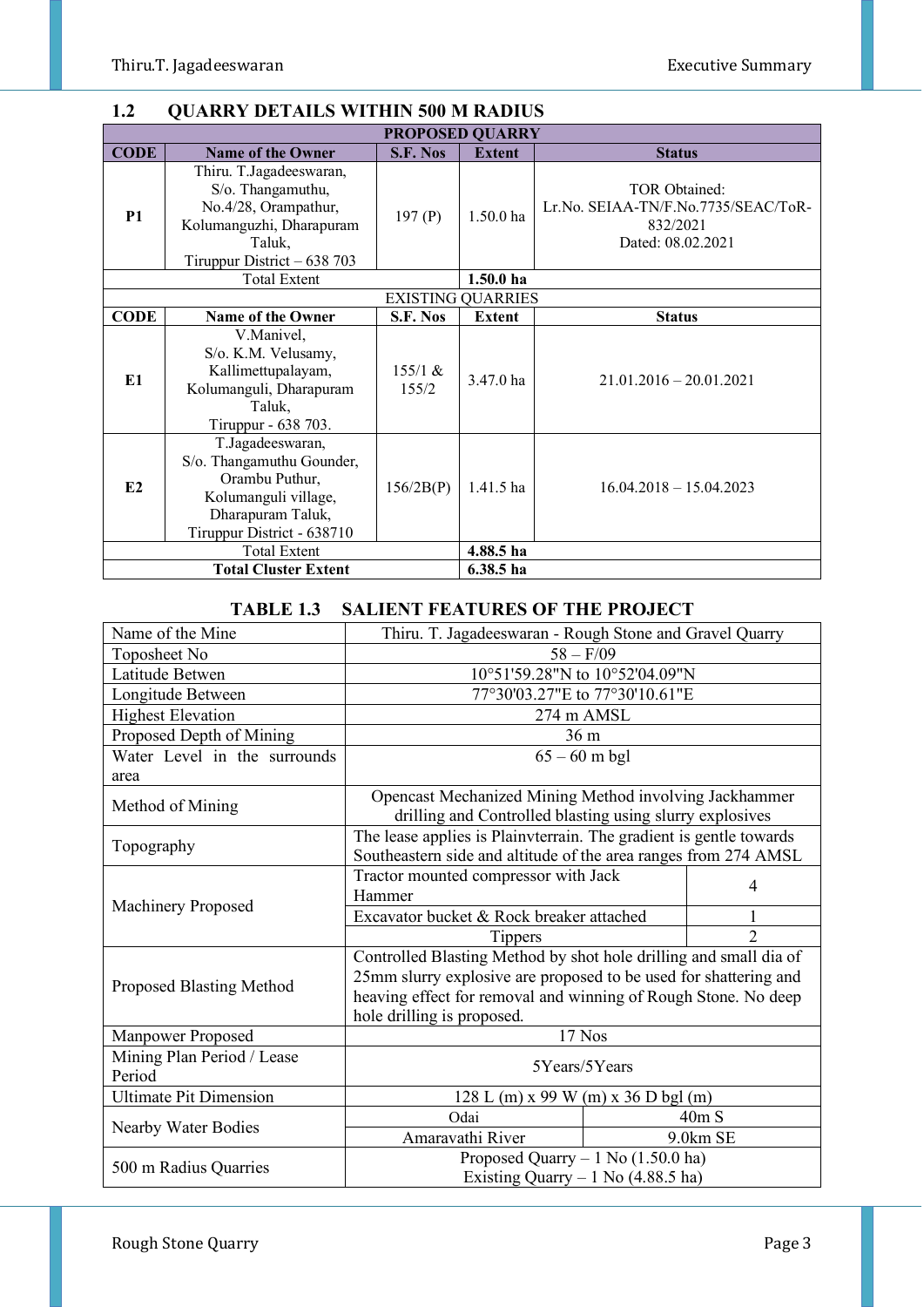## 1.2 QUARRY DETAILS WITHIN 500 M RADIUS

| PROPOSED QUARRY | | | | |
|---|---|---|---|---|
| **CODE** | **Name of the Owner** | **S.F. Nos** | **Extent** | **Status** |
| **P1** | Thiru. T.Jagadeeswaran, S/o. Thangamuthu, No.4/28, Orampathur, Kolumanguzhi, Dharapuram Taluk, Tiruppur District – 638 703 | 197 (P) | 1.50.0 ha | TOR Obtained: Lr.No. SEIAA-TN/F.No.7735/SEAC/ToR-832/2021 Dated: 08.02.2021 |
| Total Extent | | | **1.50.0 ha** | |
| EXISTING QUARRIES | | | | |
| **CODE** | **Name of the Owner** | **S.F. Nos** | **Extent** | **Status** |
| **E1** | V.Manivel, S/o. K.M. Velusamy, Kallimettupalayam, Kolumanguli, Dharapuram Taluk, Tiruppur - 638 703. | 155/1 & 155/2 | 3.47.0 ha | 21.01.2016 – 20.01.2021 |
| **E2** | T.Jagadeeswaran, S/o. Thangamuthu Gounder, Orambu Puthur, Kolumanguli village, Dharapuram Taluk, Tiruppur District - 638710 | 156/2B(P) | 1.41.5 ha | 16.04.2018 – 15.04.2023 |
| Total Extent | | | **4.88.5 ha** | |
| **Total Cluster Extent** | | | **6.38.5 ha** | |

### TABLE 1.3 SALIENT FEATURES OF THE PROJECT

| Name of the Mine | Thiru. T. Jagadeeswaran - Rough Stone and Gravel Quarry | |
|---|---|---|
| Toposheet No | 58 – F/09 | |
| Latitude Betwen | 10°51'59.28"N to 10°52'04.09"N | |
| Longitude Between | 77°30'03.27"E to 77°30'10.61"E | |
| Highest Elevation | 274 m AMSL | |
| Proposed Depth of Mining | 36 m | |
| Water Level in the surrounds area | 65 – 60 m bgl | |
| Method of Mining | Opencast Mechanized Mining Method involving Jackhammer drilling and Controlled blasting using slurry explosives | |
| Topography | The lease applies is Plainvterrain. The gradient is gentle towards Southeastern side and altitude of the area ranges from 274 AMSL | |
| Machinery Proposed | Tractor mounted compressor with Jack Hammer | 4 |
| | Excavator bucket & Rock breaker attached | 1 |
| | Tippers | 2 |
| Proposed Blasting Method | Controlled Blasting Method by shot hole drilling and small dia of 25mm slurry explosive are proposed to be used for shattering and heaving effect for removal and winning of Rough Stone. No deep hole drilling is proposed. | |
| Manpower Proposed | 17 Nos | |
| Mining Plan Period / Lease Period | 5Years/5Years | |
| Ultimate Pit Dimension | 128 L (m) x 99 W (m) x 36 D bgl (m) | |
| Nearby Water Bodies | Odai | 40m S |
| | Amaravathi River | 9.0km SE |
| 500 m Radius Quarries | Proposed Quarry – 1 No (1.50.0 ha) Existing Quarry – 1 No (4.88.5 ha) | |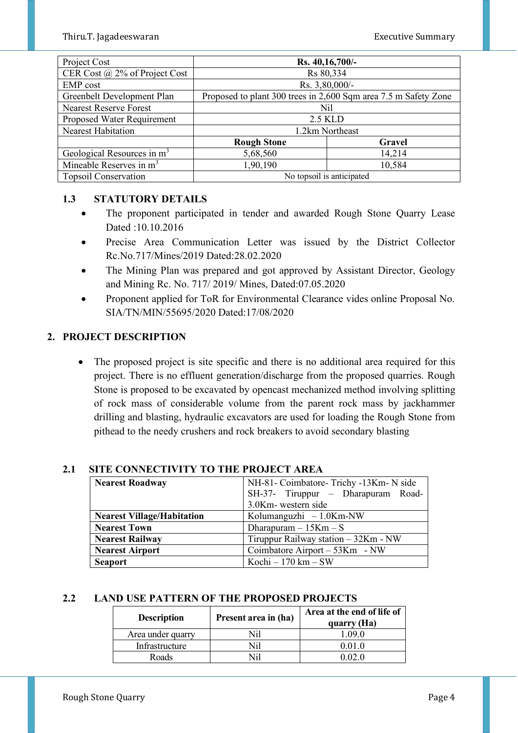| Project Cost | **Rs. 40,16,700/-** | |
| --- | --- | --- |
| CER Cost @ 2% of Project Cost | Rs 80,334 | |
| EMP cost | Rs. 3,80,000/- | |
| Greenbelt Development Plan | Proposed to plant 300 trees in 2,600 Sqm area 7.5 m Safety Zone | |
| Nearest Reserve Forest | Nil | |
| Proposed Water Requirement | 2.5 KLD | |
| Nearest Habitation | 1.2km Northeast | |
| | **Rough Stone** | **Gravel** |
| Geological Resources in $m^3$ | 5,68,560 | 14,214 |
| Mineable Reserves in $m^3$ | 1,90,190 | 10,584 |
| Topsoil Conservation | No topsoil is anticipated | |

### 1.3 STATUTORY DETAILS

- The proponent participated in tender and awarded Rough Stone Quarry Lease Dated :10.10.2016
- Precise Area Communication Letter was issued by the District Collector Rc.No.717/Mines/2019 Dated:28.02.2020
- The Mining Plan was prepared and got approved by Assistant Director, Geology and Mining Rc. No. 717/ 2019/ Mines, Dated:07.05.2020
- Proponent applied for ToR for Environmental Clearance vides online Proposal No. SIA/TN/MIN/55695/2020 Dated:17/08/2020

## 2. PROJECT DESCRIPTION

- The proposed project is site specific and there is no additional area required for this project. There is no effluent generation/discharge from the proposed quarries. Rough Stone is proposed to be excavated by opencast mechanized method involving splitting of rock mass of considerable volume from the parent rock mass by jackhammer drilling and blasting, hydraulic excavators are used for loading the Rough Stone from pithead to the needy crushers and rock breakers to avoid secondary blasting

### 2.1 SITE CONNECTIVITY TO THE PROJECT AREA

| | |
| --- | --- |
| **Nearest Roadway** | NH-81- Coimbatore- Trichy -13Km- N side<br>SH-37- Tiruppur – Dharapuram Road- 3.0Km- western side |
| **Nearest Village/Habitation** | Kolumanguzhi – 1.0Km-NW |
| **Nearest Town** | Dharapuram – 15Km – S |
| **Nearest Railway** | Tiruppur Railway station – 32Km - NW |
| **Nearest Airport** | Coimbatore Airport – 53Km - NW |
| **Seaport** | Kochi – 170 km – SW |

### 2.2 LAND USE PATTERN OF THE PROPOSED PROJECTS

| Description | Present area in (ha) | Area at the end of life of quarry (Ha) |
| --- | --- | --- |
| Area under quarry | Nil | 1.09.0 |
| Infrastructure | Nil | 0.01.0 |
| Roads | Nil | 0.02.0 |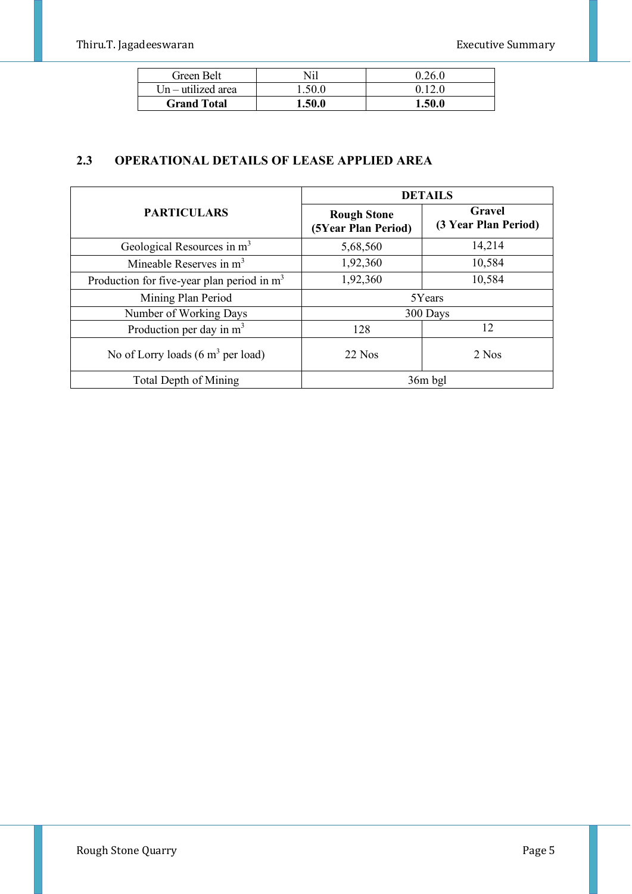| Green Belt | Nil | 0.26.0 |
|---|---|---|
| Un – utilized area | 1.50.0 | 0.12.0 |
| **Grand Total** | **1.50.0** | **1.50.0** |

## 2.3 OPERATIONAL DETAILS OF LEASE APPLIED AREA

| PARTICULARS | DETAILS | |
|---|---|---|
| | **Rough Stone (5Year Plan Period)** | **Gravel (3 Year Plan Period)** |
| Geological Resources in $m^3$ | 5,68,560 | 14,214 |
| Mineable Reserves in $m^3$ | 1,92,360 | 10,584 |
| Production for five-year plan period in $m^3$ | 1,92,360 | 10,584 |
| Mining Plan Period | 5Years | |
| Number of Working Days | 300 Days | |
| Production per day in $m^3$ | 128 | 12 |
| No of Lorry loads (6 $m^3$ per load) | 22 Nos | 2 Nos |
| Total Depth of Mining | 36m bgl | |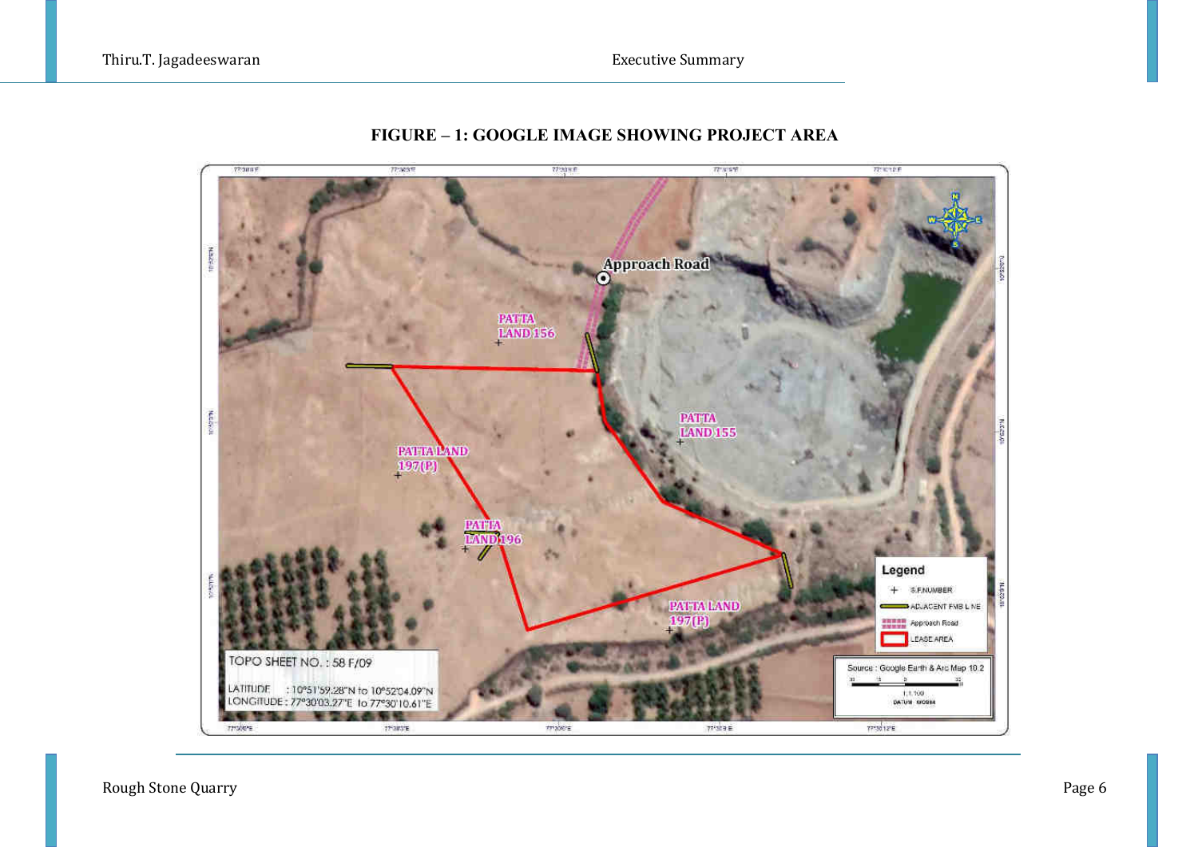**FIGURE – 1: GOOGLE IMAGE SHOWING PROJECT AREA**

TOPO SHEET NO. : 58 F/09

LATITUDE : 10°51'59.28"N to 10°52'04.09"N
LONGITUDE : 77°30'03.27"E to 77°30'10.61"E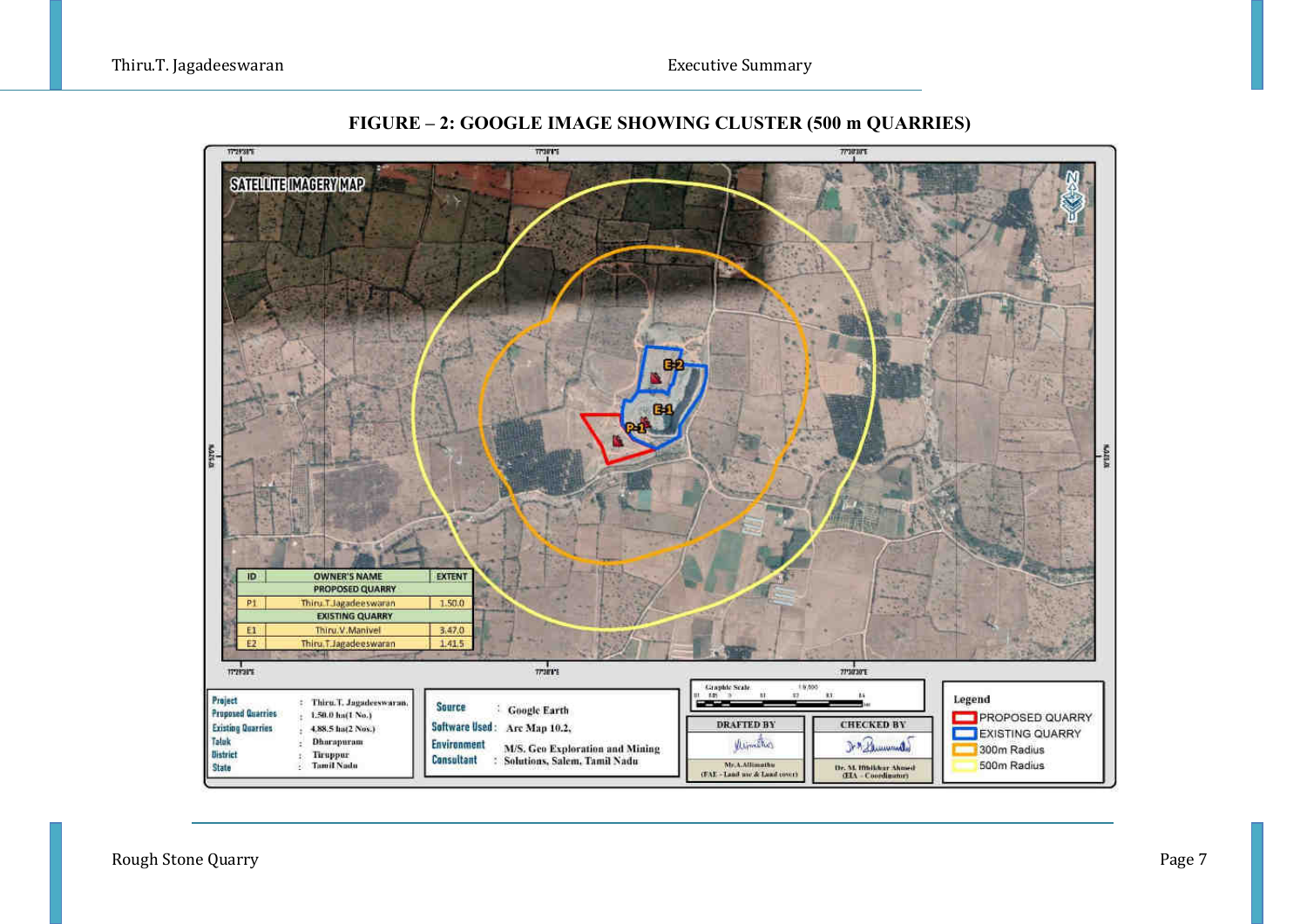**FIGURE – 2: GOOGLE IMAGE SHOWING CLUSTER (500 m QUARRIES)**

SATELLITE IMAGERY MAP

| ID | OWNER'S NAME | EXTENT |
|---|---|---|
| | PROPOSED QUARRY | |
| P1 | Thiru.T.Jagadeeswaran | 1.50.0 |
| | EXISTING QUARRY | |
| E1 | Thiru.V.Manivel | 3.47.0 |
| E2 | Thiru.T.Jagadeeswaran | 1.41.5 |

| | | |
|---|---|---|
| Project | : | Thiru.T. Jagadeeswaran. |
| Proposed Quarries | : | 1.50.0 ha(1 No.) |
| Existing Quarries | : | 4.88.5 ha(2 Nos.) |
| Taluk | : | Dharapuram |
| District | : | Tiruppur |
| State | : | Tamil Nadu |

| | | |
|---|---|---|
| Source | : | Google Earth |
| Software Used | : | Arc Map 10.2, |
| Environment Consultant | : | M/S. Geo Exploration and Mining Solutions, Salem, Tamil Nadu |

DRAFTED BY: Mr.A.Allimuthu (FAE - Land use & Land cover)

CHECKED BY: Dr. M. Iftikhar Ahmed (EIA – Coordinator)

Legend
- PROPOSED QUARRY
- EXISTING QUARRY
- 300m Radius
- 500m Radius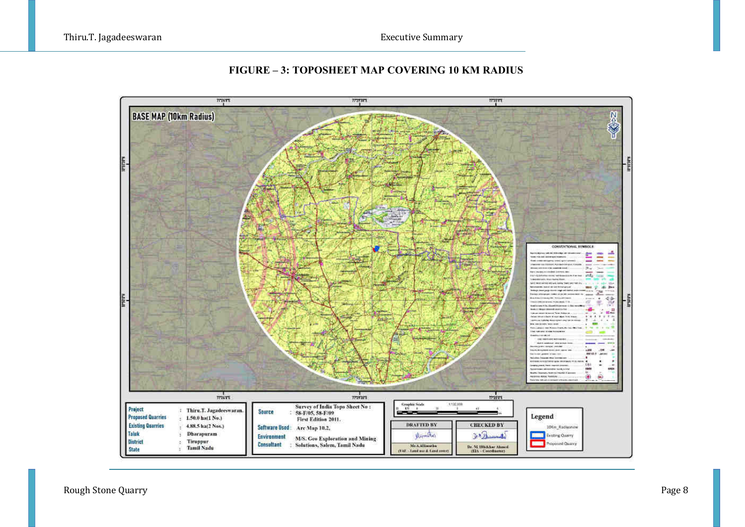**FIGURE – 3: TOPOSHEET MAP COVERING 10 KM RADIUS**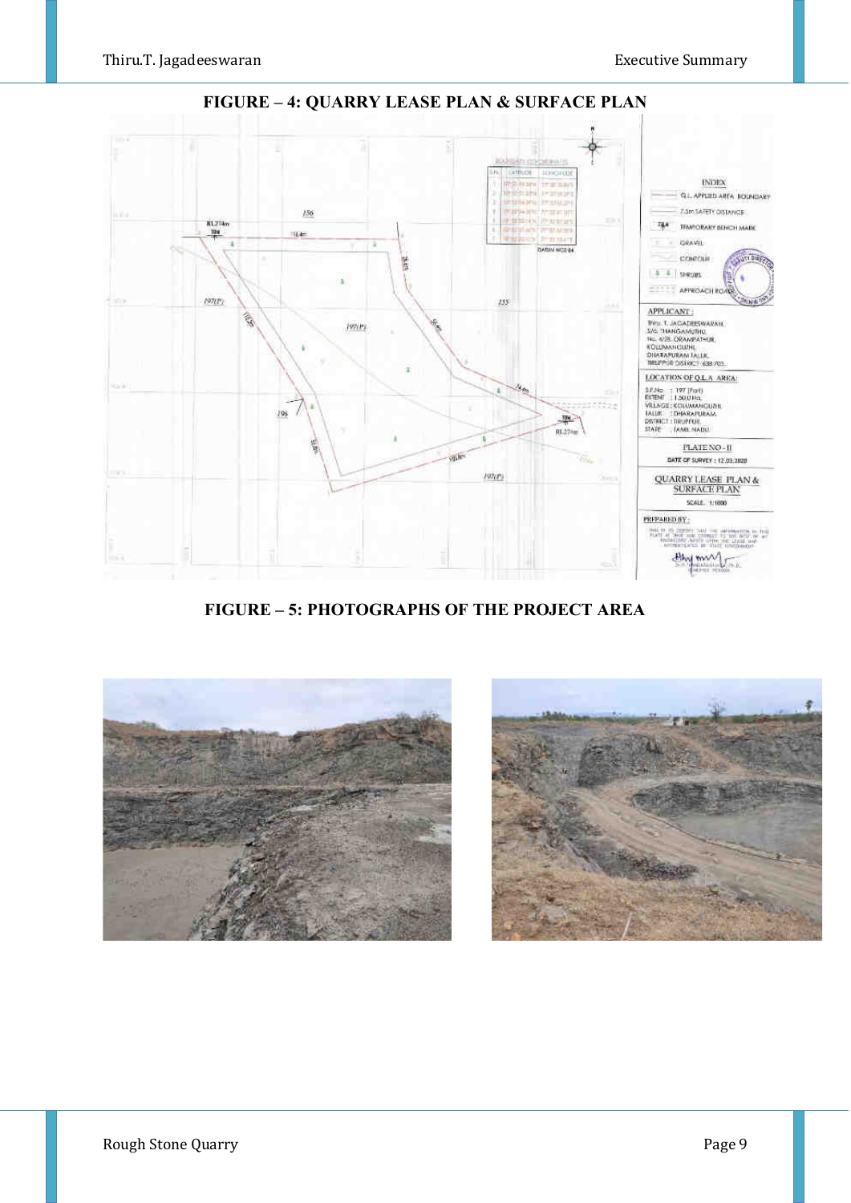## FIGURE – 4: QUARRY LEASE PLAN & SURFACE PLAN

## FIGURE – 5: PHOTOGRAPHS OF THE PROJECT AREA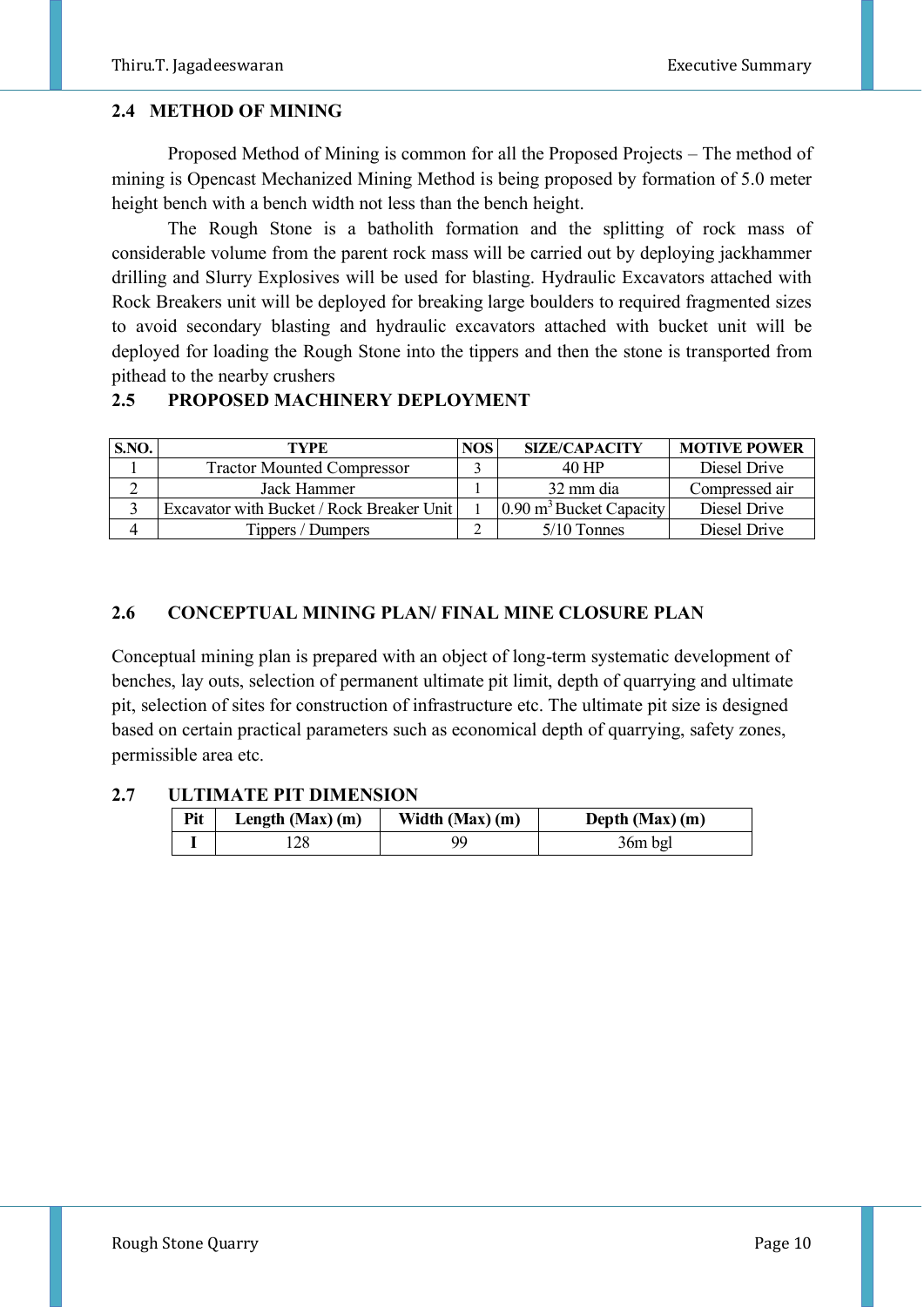## 2.4 METHOD OF MINING

Proposed Method of Mining is common for all the Proposed Projects – The method of mining is Opencast Mechanized Mining Method is being proposed by formation of 5.0 meter height bench with a bench width not less than the bench height.

The Rough Stone is a batholith formation and the splitting of rock mass of considerable volume from the parent rock mass will be carried out by deploying jackhammer drilling and Slurry Explosives will be used for blasting. Hydraulic Excavators attached with Rock Breakers unit will be deployed for breaking large boulders to required fragmented sizes to avoid secondary blasting and hydraulic excavators attached with bucket unit will be deployed for loading the Rough Stone into the tippers and then the stone is transported from pithead to the nearby crushers

## 2.5 PROPOSED MACHINERY DEPLOYMENT

| S.NO. | TYPE | NOS | SIZE/CAPACITY | MOTIVE POWER |
|---|---|---|---|---|
| 1 | Tractor Mounted Compressor | 3 | 40 HP | Diesel Drive |
| 2 | Jack Hammer | 1 | 32 mm dia | Compressed air |
| 3 | Excavator with Bucket / Rock Breaker Unit | 1 | 0.90 $m^3$ Bucket Capacity | Diesel Drive |
| 4 | Tippers / Dumpers | 2 | 5/10 Tonnes | Diesel Drive |

## 2.6 CONCEPTUAL MINING PLAN/ FINAL MINE CLOSURE PLAN

Conceptual mining plan is prepared with an object of long-term systematic development of benches, lay outs, selection of permanent ultimate pit limit, depth of quarrying and ultimate pit, selection of sites for construction of infrastructure etc. The ultimate pit size is designed based on certain practical parameters such as economical depth of quarrying, safety zones, permissible area etc.

## 2.7 ULTIMATE PIT DIMENSION

| Pit | Length (Max) (m) | Width (Max) (m) | Depth (Max) (m) |
|---|---|---|---|
| I | 128 | 99 | 36m bgl |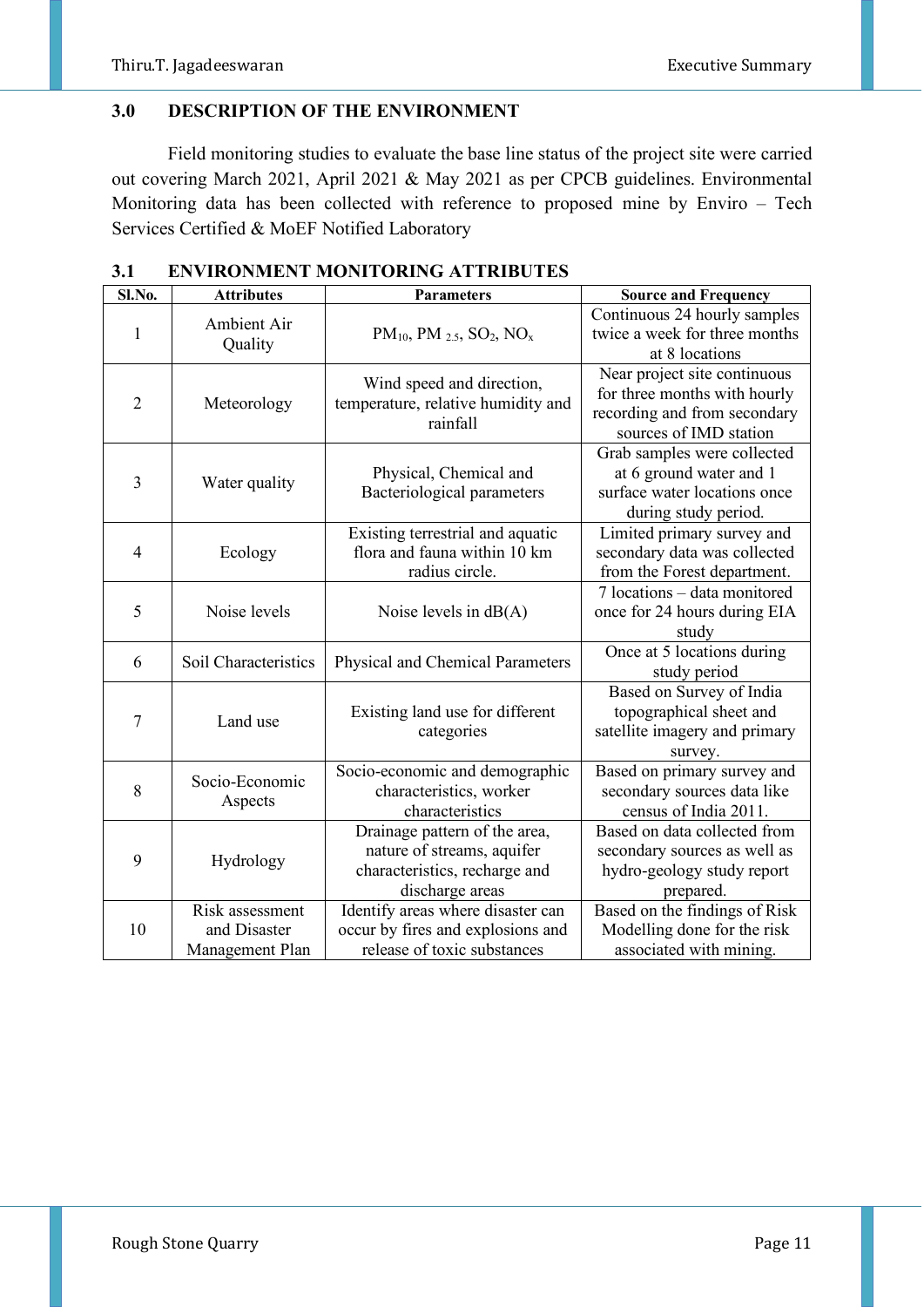## 3.0 DESCRIPTION OF THE ENVIRONMENT

Field monitoring studies to evaluate the base line status of the project site were carried out covering March 2021, April 2021 & May 2021 as per CPCB guidelines. Environmental Monitoring data has been collected with reference to proposed mine by Enviro – Tech Services Certified & MoEF Notified Laboratory

### 3.1 ENVIRONMENT MONITORING ATTRIBUTES

| Sl.No. | Attributes | Parameters | Source and Frequency |
|---|---|---|---|
| 1 | Ambient Air Quality | $PM_{10}$, $PM_{2.5}$, $SO_2$, $NO_x$ | Continuous 24 hourly samples twice a week for three months at 8 locations |
| 2 | Meteorology | Wind speed and direction, temperature, relative humidity and rainfall | Near project site continuous for three months with hourly recording and from secondary sources of IMD station |
| 3 | Water quality | Physical, Chemical and Bacteriological parameters | Grab samples were collected at 6 ground water and 1 surface water locations once during study period. |
| 4 | Ecology | Existing terrestrial and aquatic flora and fauna within 10 km radius circle. | Limited primary survey and secondary data was collected from the Forest department. |
| 5 | Noise levels | Noise levels in dB(A) | 7 locations – data monitored once for 24 hours during EIA study |
| 6 | Soil Characteristics | Physical and Chemical Parameters | Once at 5 locations during study period |
| 7 | Land use | Existing land use for different categories | Based on Survey of India topographical sheet and satellite imagery and primary survey. |
| 8 | Socio-Economic Aspects | Socio-economic and demographic characteristics, worker characteristics | Based on primary survey and secondary sources data like census of India 2011. |
| 9 | Hydrology | Drainage pattern of the area, nature of streams, aquifer characteristics, recharge and discharge areas | Based on data collected from secondary sources as well as hydro-geology study report prepared. |
| 10 | Risk assessment and Disaster Management Plan | Identify areas where disaster can occur by fires and explosions and release of toxic substances | Based on the findings of Risk Modelling done for the risk associated with mining. |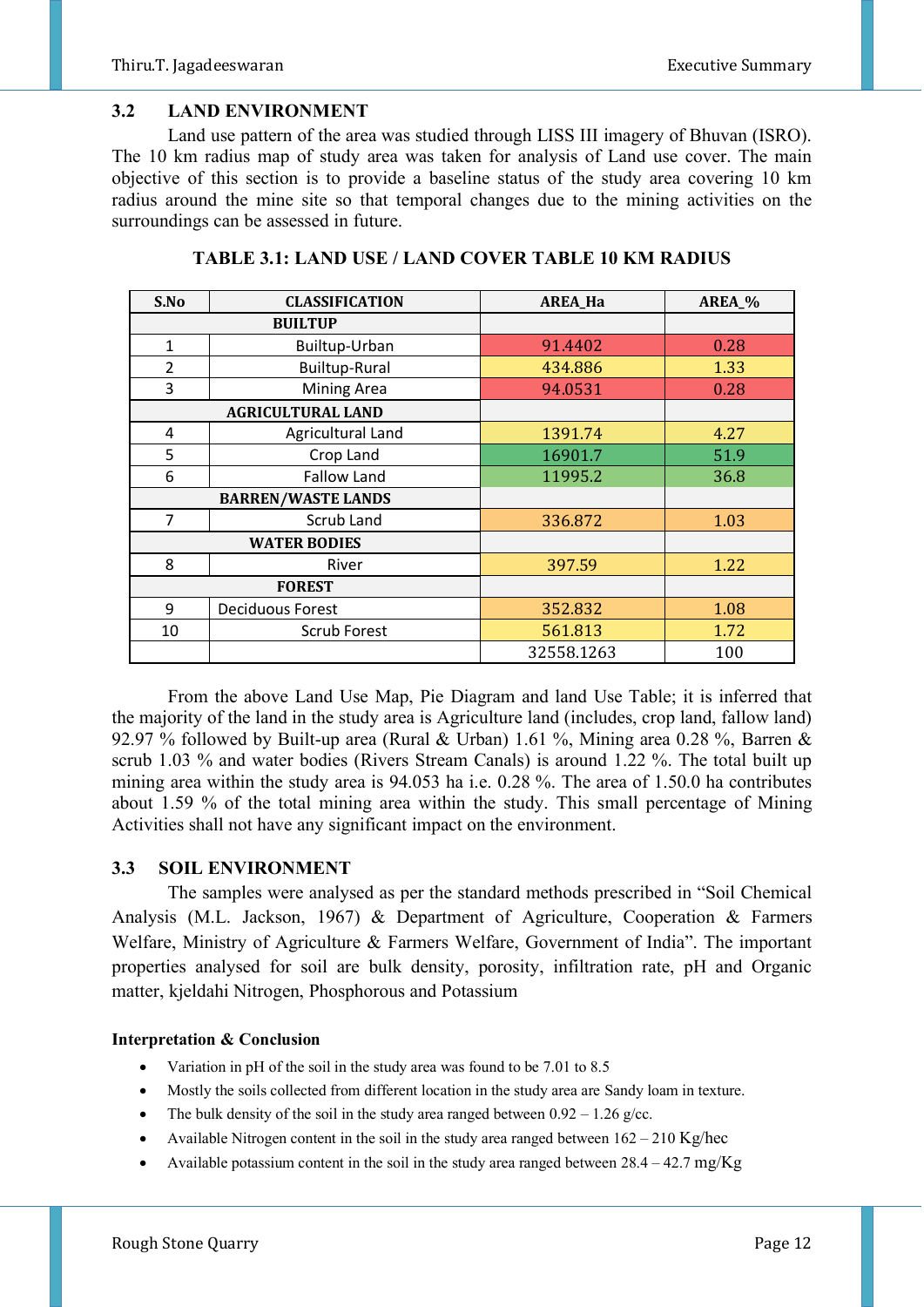## 3.2 LAND ENVIRONMENT

Land use pattern of the area was studied through LISS III imagery of Bhuvan (ISRO). The 10 km radius map of study area was taken for analysis of Land use cover. The main objective of this section is to provide a baseline status of the study area covering 10 km radius around the mine site so that temporal changes due to the mining activities on the surroundings can be assessed in future.

**TABLE 3.1: LAND USE / LAND COVER TABLE 10 KM RADIUS**

| S.No | CLASSIFICATION | AREA_Ha | AREA_% |
|---|---|---|---|
| **BUILTUP** | | | |
| 1 | Builtup-Urban | 91.4402 | 0.28 |
| 2 | Builtup-Rural | 434.886 | 1.33 |
| 3 | Mining Area | 94.0531 | 0.28 |
| **AGRICULTURAL LAND** | | | |
| 4 | Agricultural Land | 1391.74 | 4.27 |
| 5 | Crop Land | 16901.7 | 51.9 |
| 6 | Fallow Land | 11995.2 | 36.8 |
| **BARREN/WASTE LANDS** | | | |
| 7 | Scrub Land | 336.872 | 1.03 |
| **WATER BODIES** | | | |
| 8 | River | 397.59 | 1.22 |
| **FOREST** | | | |
| 9 | Deciduous Forest | 352.832 | 1.08 |
| 10 | Scrub Forest | 561.813 | 1.72 |
| | | 32558.1263 | 100 |

From the above Land Use Map, Pie Diagram and land Use Table; it is inferred that the majority of the land in the study area is Agriculture land (includes, crop land, fallow land) 92.97 % followed by Built-up area (Rural & Urban) 1.61 %, Mining area 0.28 %, Barren & scrub 1.03 % and water bodies (Rivers Stream Canals) is around 1.22 %. The total built up mining area within the study area is 94.053 ha i.e. 0.28 %. The area of 1.50.0 ha contributes about 1.59 % of the total mining area within the study. This small percentage of Mining Activities shall not have any significant impact on the environment.

## 3.3 SOIL ENVIRONMENT

The samples were analysed as per the standard methods prescribed in "Soil Chemical Analysis (M.L. Jackson, 1967) & Department of Agriculture, Cooperation & Farmers Welfare, Ministry of Agriculture & Farmers Welfare, Government of India". The important properties analysed for soil are bulk density, porosity, infiltration rate, pH and Organic matter, kjeldahi Nitrogen, Phosphorous and Potassium

**Interpretation & Conclusion**

- Variation in pH of the soil in the study area was found to be 7.01 to 8.5
- Mostly the soils collected from different location in the study area are Sandy loam in texture.
- The bulk density of the soil in the study area ranged between 0.92 – 1.26 g/cc.
- Available Nitrogen content in the soil in the study area ranged between 162 – 210 Kg/hec
- Available potassium content in the soil in the study area ranged between 28.4 – 42.7 mg/Kg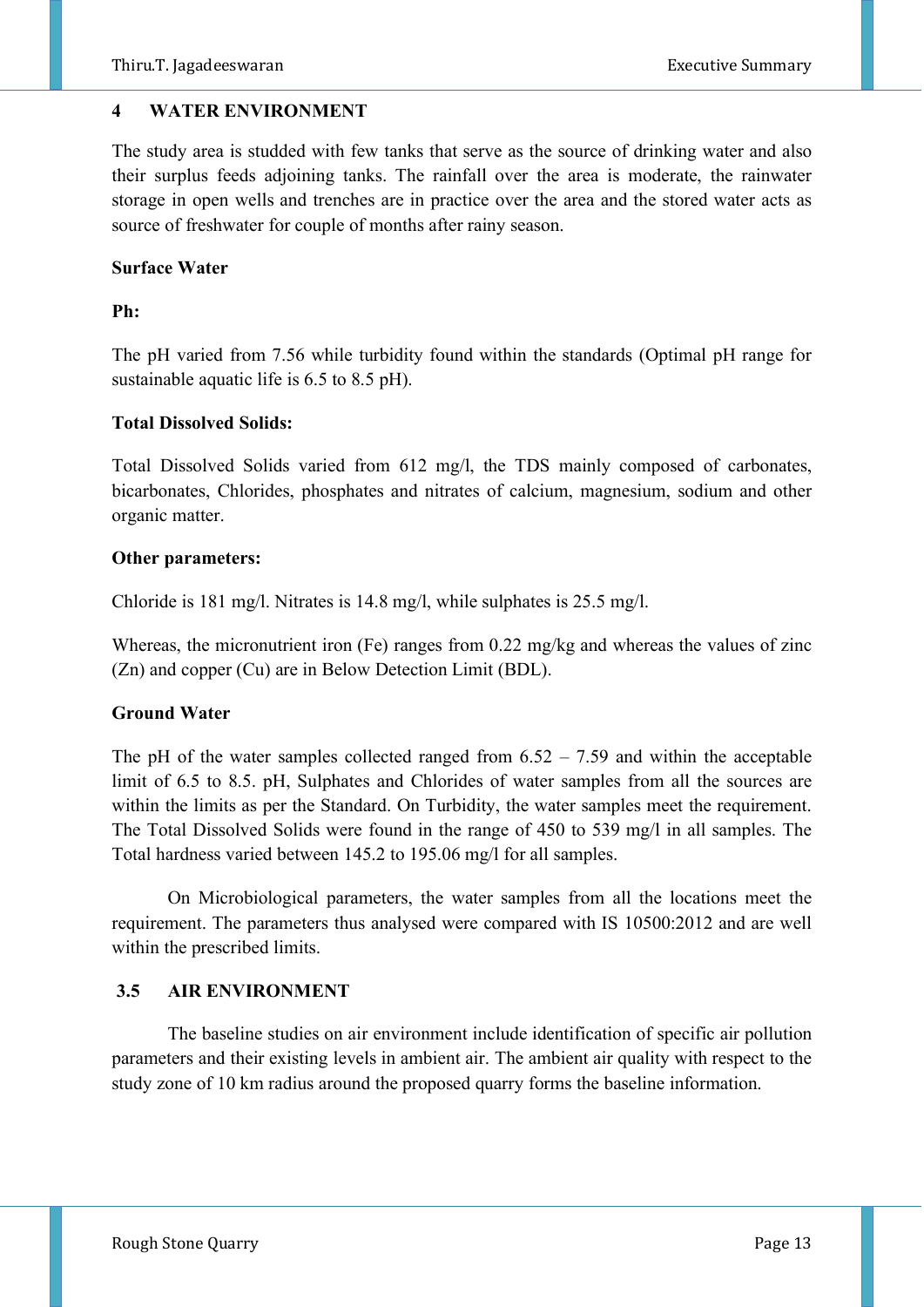## 4 WATER ENVIRONMENT

The study area is studded with few tanks that serve as the source of drinking water and also their surplus feeds adjoining tanks. The rainfall over the area is moderate, the rainwater storage in open wells and trenches are in practice over the area and the stored water acts as source of freshwater for couple of months after rainy season.

**Surface Water**

**Ph:**

The pH varied from 7.56 while turbidity found within the standards (Optimal pH range for sustainable aquatic life is 6.5 to 8.5 pH).

**Total Dissolved Solids:**

Total Dissolved Solids varied from 612 mg/l, the TDS mainly composed of carbonates, bicarbonates, Chlorides, phosphates and nitrates of calcium, magnesium, sodium and other organic matter.

**Other parameters:**

Chloride is 181 mg/l. Nitrates is 14.8 mg/l, while sulphates is 25.5 mg/l.

Whereas, the micronutrient iron (Fe) ranges from 0.22 mg/kg and whereas the values of zinc (Zn) and copper (Cu) are in Below Detection Limit (BDL).

**Ground Water**

The pH of the water samples collected ranged from 6.52 – 7.59 and within the acceptable limit of 6.5 to 8.5. pH, Sulphates and Chlorides of water samples from all the sources are within the limits as per the Standard. On Turbidity, the water samples meet the requirement. The Total Dissolved Solids were found in the range of 450 to 539 mg/l in all samples. The Total hardness varied between 145.2 to 195.06 mg/l for all samples.

On Microbiological parameters, the water samples from all the locations meet the requirement. The parameters thus analysed were compared with IS 10500:2012 and are well within the prescribed limits.

## 3.5 AIR ENVIRONMENT

The baseline studies on air environment include identification of specific air pollution parameters and their existing levels in ambient air. The ambient air quality with respect to the study zone of 10 km radius around the proposed quarry forms the baseline information.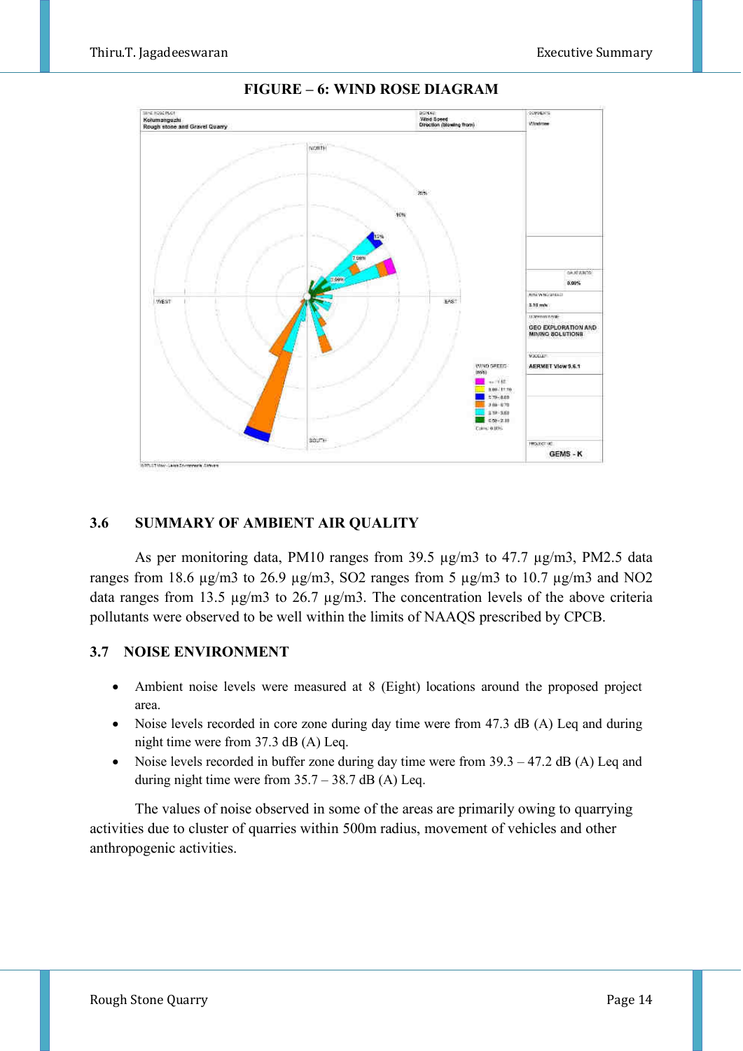**FIGURE – 6: WIND ROSE DIAGRAM**

### 3.6 SUMMARY OF AMBIENT AIR QUALITY

As per monitoring data, PM10 ranges from 39.5 µg/m3 to 47.7 µg/m3, PM2.5 data ranges from 18.6 µg/m3 to 26.9 µg/m3, SO2 ranges from 5 µg/m3 to 10.7 µg/m3 and NO2 data ranges from 13.5 µg/m3 to 26.7 µg/m3. The concentration levels of the above criteria pollutants were observed to be well within the limits of NAAQS prescribed by CPCB.

### 3.7 NOISE ENVIRONMENT

- Ambient noise levels were measured at 8 (Eight) locations around the proposed project area.
- Noise levels recorded in core zone during day time were from 47.3 dB (A) Leq and during night time were from 37.3 dB (A) Leq.
- Noise levels recorded in buffer zone during day time were from 39.3 – 47.2 dB (A) Leq and during night time were from 35.7 – 38.7 dB (A) Leq.

The values of noise observed in some of the areas are primarily owing to quarrying activities due to cluster of quarries within 500m radius, movement of vehicles and other anthropogenic activities.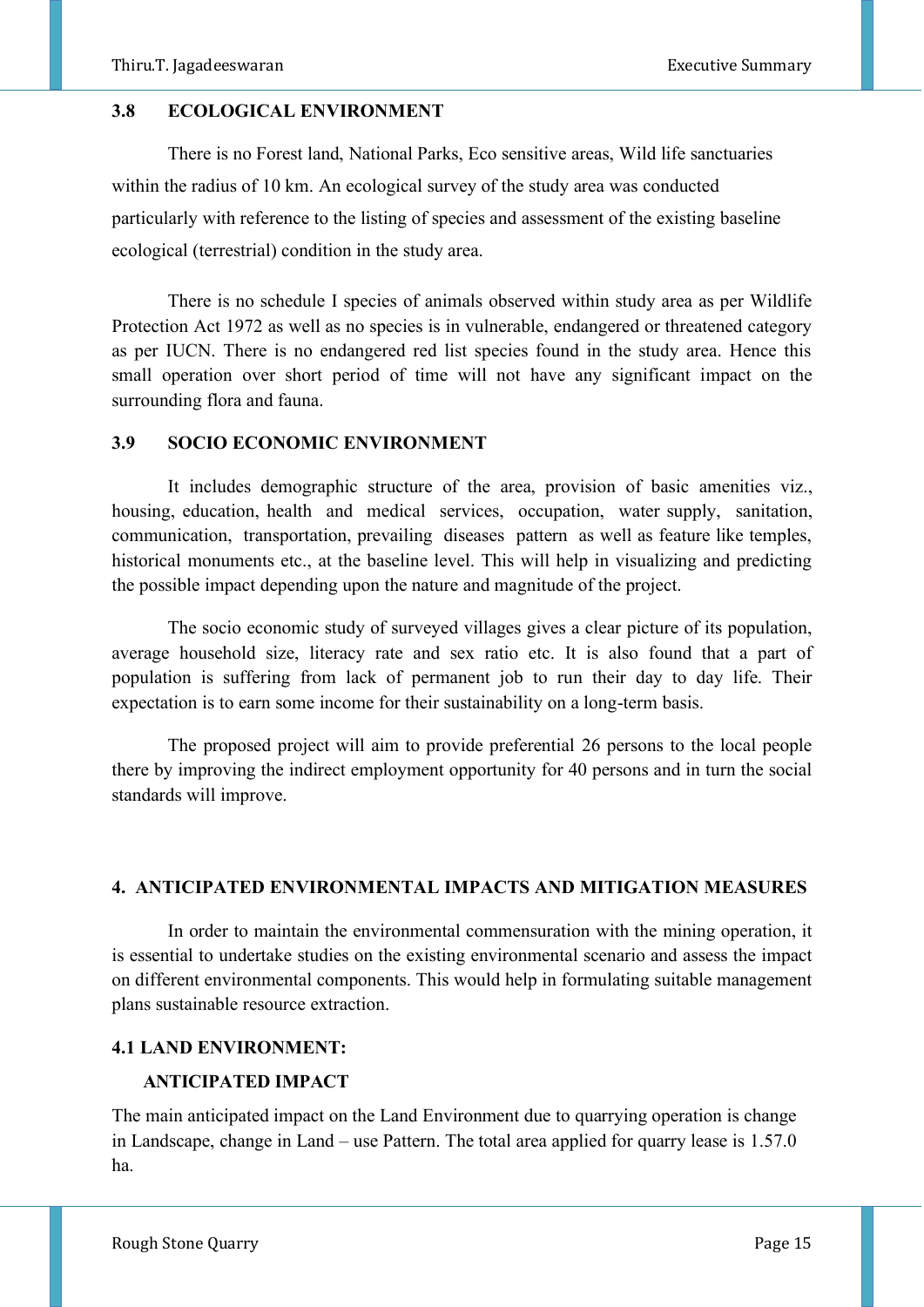## 3.8 ECOLOGICAL ENVIRONMENT

There is no Forest land, National Parks, Eco sensitive areas, Wild life sanctuaries within the radius of 10 km. An ecological survey of the study area was conducted particularly with reference to the listing of species and assessment of the existing baseline ecological (terrestrial) condition in the study area.

There is no schedule I species of animals observed within study area as per Wildlife Protection Act 1972 as well as no species is in vulnerable, endangered or threatened category as per IUCN. There is no endangered red list species found in the study area. Hence this small operation over short period of time will not have any significant impact on the surrounding flora and fauna.

## 3.9 SOCIO ECONOMIC ENVIRONMENT

It includes demographic structure of the area, provision of basic amenities viz., housing, education, health and medical services, occupation, water supply, sanitation, communication, transportation, prevailing diseases pattern as well as feature like temples, historical monuments etc., at the baseline level. This will help in visualizing and predicting the possible impact depending upon the nature and magnitude of the project.

The socio economic study of surveyed villages gives a clear picture of its population, average household size, literacy rate and sex ratio etc. It is also found that a part of population is suffering from lack of permanent job to run their day to day life. Their expectation is to earn some income for their sustainability on a long-term basis.

The proposed project will aim to provide preferential 26 persons to the local people there by improving the indirect employment opportunity for 40 persons and in turn the social standards will improve.

# 4. ANTICIPATED ENVIRONMENTAL IMPACTS AND MITIGATION MEASURES

In order to maintain the environmental commensuration with the mining operation, it is essential to undertake studies on the existing environmental scenario and assess the impact on different environmental components. This would help in formulating suitable management plans sustainable resource extraction.

## 4.1 LAND ENVIRONMENT:

### ANTICIPATED IMPACT

The main anticipated impact on the Land Environment due to quarrying operation is change in Landscape, change in Land – use Pattern. The total area applied for quarry lease is 1.57.0 ha.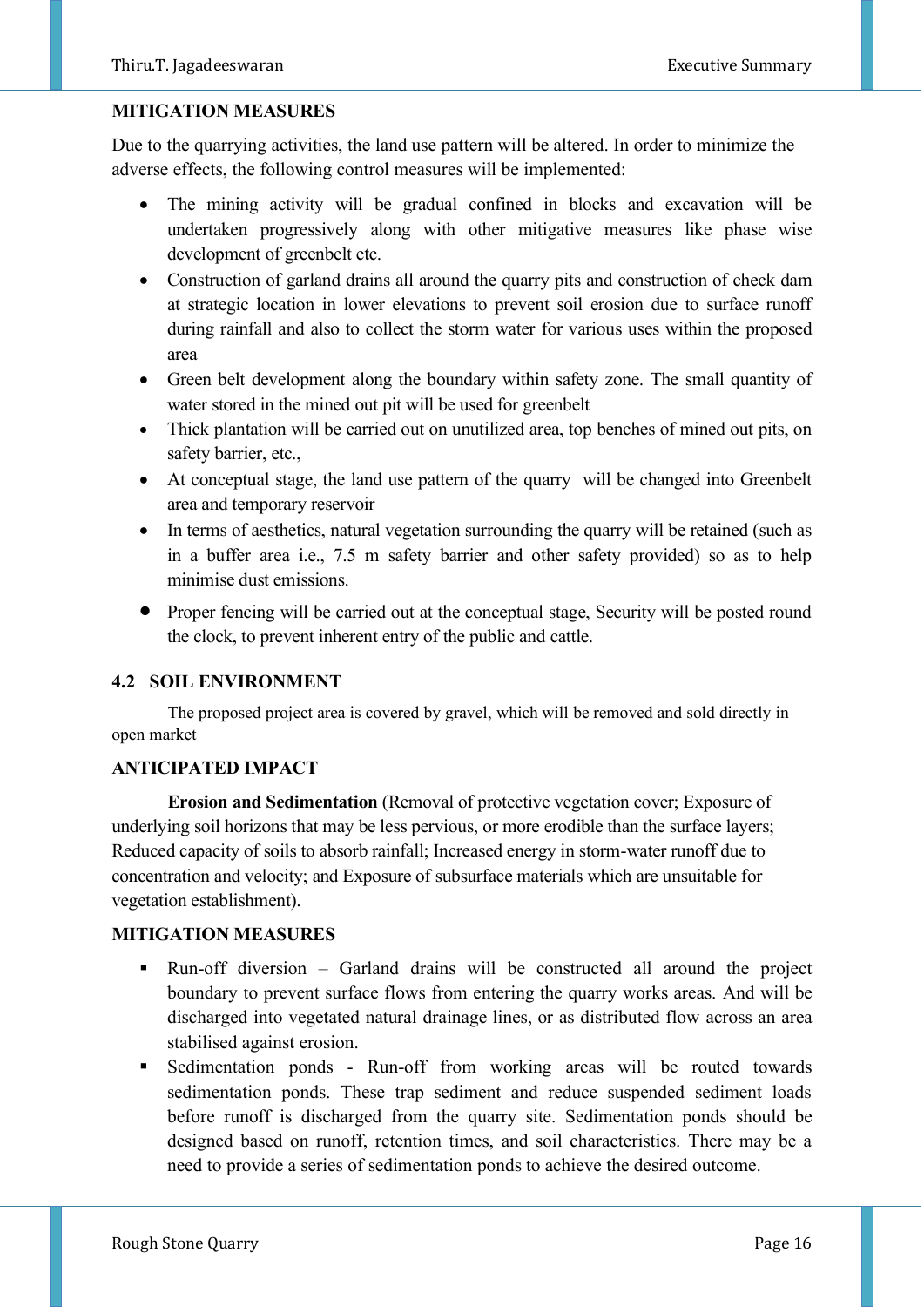**MITIGATION MEASURES**

Due to the quarrying activities, the land use pattern will be altered. In order to minimize the adverse effects, the following control measures will be implemented:

- The mining activity will be gradual confined in blocks and excavation will be undertaken progressively along with other mitigative measures like phase wise development of greenbelt etc.
- Construction of garland drains all around the quarry pits and construction of check dam at strategic location in lower elevations to prevent soil erosion due to surface runoff during rainfall and also to collect the storm water for various uses within the proposed area
- Green belt development along the boundary within safety zone. The small quantity of water stored in the mined out pit will be used for greenbelt
- Thick plantation will be carried out on unutilized area, top benches of mined out pits, on safety barrier, etc.,
- At conceptual stage, the land use pattern of the quarry will be changed into Greenbelt area and temporary reservoir
- In terms of aesthetics, natural vegetation surrounding the quarry will be retained (such as in a buffer area i.e., 7.5 m safety barrier and other safety provided) so as to help minimise dust emissions.
- Proper fencing will be carried out at the conceptual stage, Security will be posted round the clock, to prevent inherent entry of the public and cattle.

## 4.2 SOIL ENVIRONMENT

The proposed project area is covered by gravel, which will be removed and sold directly in open market

**ANTICIPATED IMPACT**

**Erosion and Sedimentation** (Removal of protective vegetation cover; Exposure of underlying soil horizons that may be less pervious, or more erodible than the surface layers; Reduced capacity of soils to absorb rainfall; Increased energy in storm-water runoff due to concentration and velocity; and Exposure of subsurface materials which are unsuitable for vegetation establishment).

**MITIGATION MEASURES**

- Run-off diversion – Garland drains will be constructed all around the project boundary to prevent surface flows from entering the quarry works areas. And will be discharged into vegetated natural drainage lines, or as distributed flow across an area stabilised against erosion.
- Sedimentation ponds - Run-off from working areas will be routed towards sedimentation ponds. These trap sediment and reduce suspended sediment loads before runoff is discharged from the quarry site. Sedimentation ponds should be designed based on runoff, retention times, and soil characteristics. There may be a need to provide a series of sedimentation ponds to achieve the desired outcome.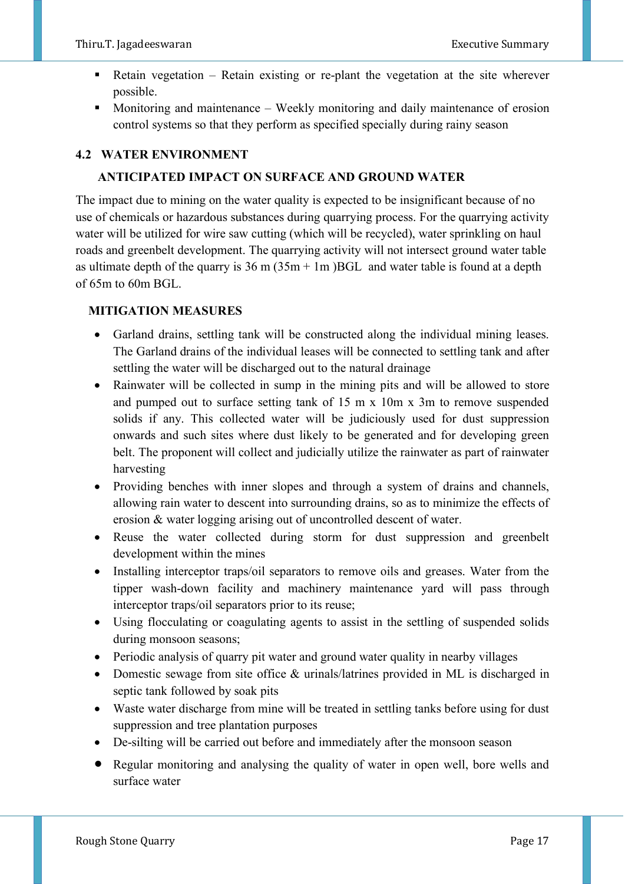- Retain vegetation – Retain existing or re-plant the vegetation at the site wherever possible.
- Monitoring and maintenance – Weekly monitoring and daily maintenance of erosion control systems so that they perform as specified specially during rainy season

## 4.2 WATER ENVIRONMENT

### ANTICIPATED IMPACT ON SURFACE AND GROUND WATER

The impact due to mining on the water quality is expected to be insignificant because of no use of chemicals or hazardous substances during quarrying process. For the quarrying activity water will be utilized for wire saw cutting (which will be recycled), water sprinkling on haul roads and greenbelt development. The quarrying activity will not intersect ground water table as ultimate depth of the quarry is 36 m (35m + 1m )BGL and water table is found at a depth of 65m to 60m BGL.

### MITIGATION MEASURES

- Garland drains, settling tank will be constructed along the individual mining leases. The Garland drains of the individual leases will be connected to settling tank and after settling the water will be discharged out to the natural drainage
- Rainwater will be collected in sump in the mining pits and will be allowed to store and pumped out to surface setting tank of 15 m x 10m x 3m to remove suspended solids if any. This collected water will be judiciously used for dust suppression onwards and such sites where dust likely to be generated and for developing green belt. The proponent will collect and judicially utilize the rainwater as part of rainwater harvesting
- Providing benches with inner slopes and through a system of drains and channels, allowing rain water to descent into surrounding drains, so as to minimize the effects of erosion & water logging arising out of uncontrolled descent of water.
- Reuse the water collected during storm for dust suppression and greenbelt development within the mines
- Installing interceptor traps/oil separators to remove oils and greases. Water from the tipper wash-down facility and machinery maintenance yard will pass through interceptor traps/oil separators prior to its reuse;
- Using flocculating or coagulating agents to assist in the settling of suspended solids during monsoon seasons;
- Periodic analysis of quarry pit water and ground water quality in nearby villages
- Domestic sewage from site office & urinals/latrines provided in ML is discharged in septic tank followed by soak pits
- Waste water discharge from mine will be treated in settling tanks before using for dust suppression and tree plantation purposes
- De-silting will be carried out before and immediately after the monsoon season
- Regular monitoring and analysing the quality of water in open well, bore wells and surface water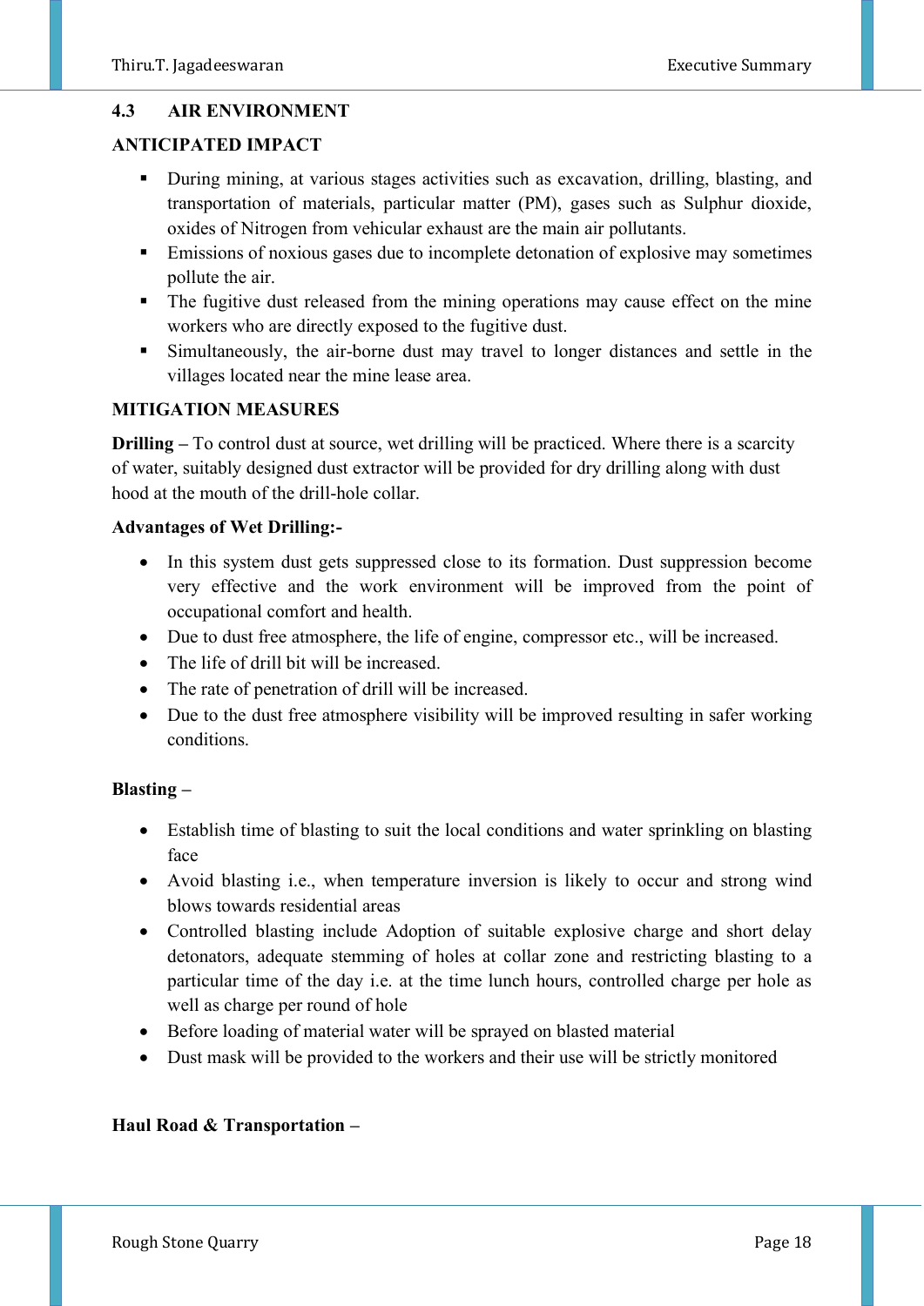## 4.3 AIR ENVIRONMENT

### ANTICIPATED IMPACT

- During mining, at various stages activities such as excavation, drilling, blasting, and transportation of materials, particular matter (PM), gases such as Sulphur dioxide, oxides of Nitrogen from vehicular exhaust are the main air pollutants.
- Emissions of noxious gases due to incomplete detonation of explosive may sometimes pollute the air.
- The fugitive dust released from the mining operations may cause effect on the mine workers who are directly exposed to the fugitive dust.
- Simultaneously, the air-borne dust may travel to longer distances and settle in the villages located near the mine lease area.

### MITIGATION MEASURES

**Drilling –** To control dust at source, wet drilling will be practiced. Where there is a scarcity of water, suitably designed dust extractor will be provided for dry drilling along with dust hood at the mouth of the drill-hole collar.

**Advantages of Wet Drilling:-**

- In this system dust gets suppressed close to its formation. Dust suppression become very effective and the work environment will be improved from the point of occupational comfort and health.
- Due to dust free atmosphere, the life of engine, compressor etc., will be increased.
- The life of drill bit will be increased.
- The rate of penetration of drill will be increased.
- Due to the dust free atmosphere visibility will be improved resulting in safer working conditions.

**Blasting –**

- Establish time of blasting to suit the local conditions and water sprinkling on blasting face
- Avoid blasting i.e., when temperature inversion is likely to occur and strong wind blows towards residential areas
- Controlled blasting include Adoption of suitable explosive charge and short delay detonators, adequate stemming of holes at collar zone and restricting blasting to a particular time of the day i.e. at the time lunch hours, controlled charge per hole as well as charge per round of hole
- Before loading of material water will be sprayed on blasted material
- Dust mask will be provided to the workers and their use will be strictly monitored

**Haul Road & Transportation –**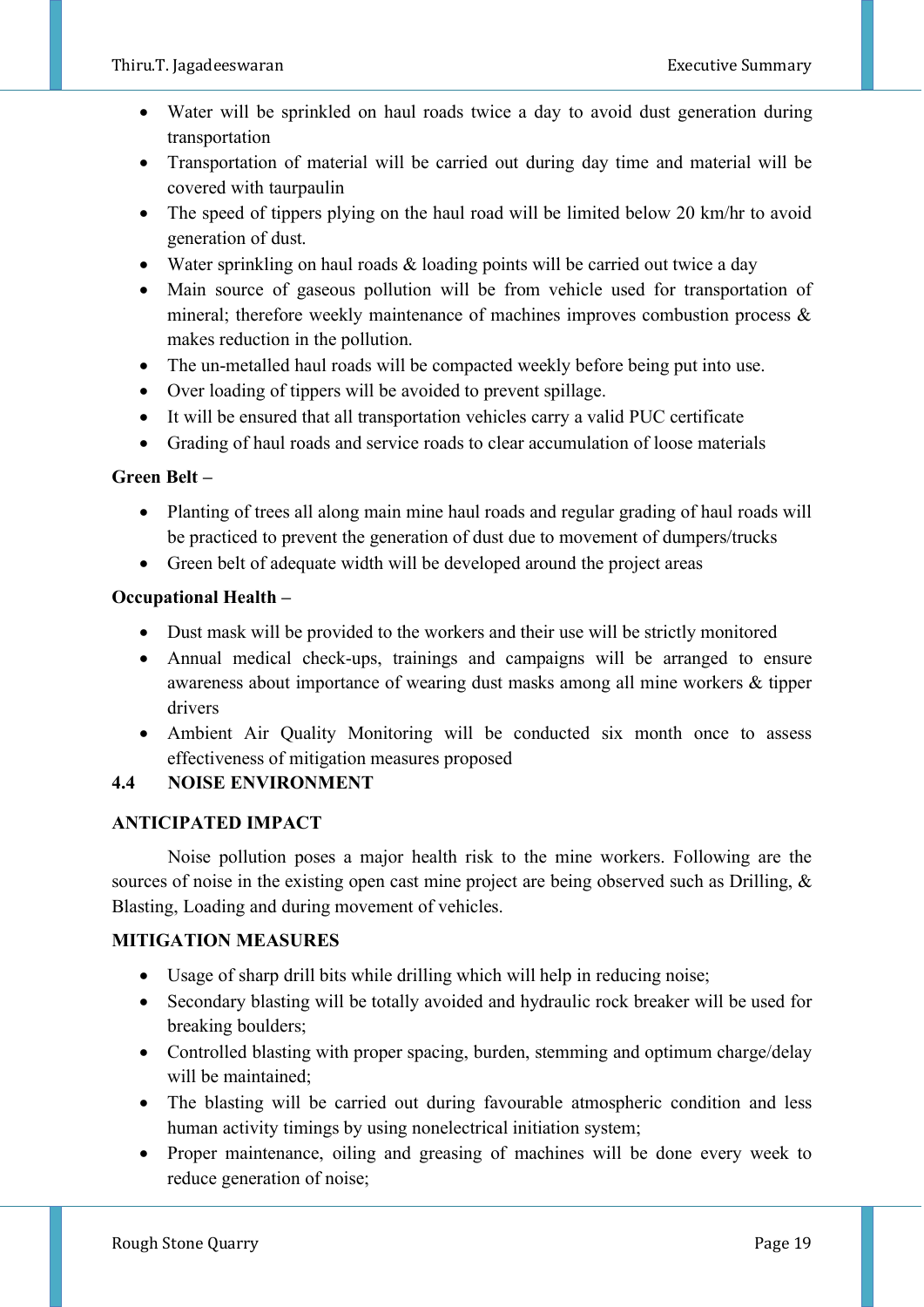- Water will be sprinkled on haul roads twice a day to avoid dust generation during transportation
- Transportation of material will be carried out during day time and material will be covered with taurpaulin
- The speed of tippers plying on the haul road will be limited below 20 km/hr to avoid generation of dust.
- Water sprinkling on haul roads & loading points will be carried out twice a day
- Main source of gaseous pollution will be from vehicle used for transportation of mineral; therefore weekly maintenance of machines improves combustion process & makes reduction in the pollution.
- The un-metalled haul roads will be compacted weekly before being put into use.
- Over loading of tippers will be avoided to prevent spillage.
- It will be ensured that all transportation vehicles carry a valid PUC certificate
- Grading of haul roads and service roads to clear accumulation of loose materials

**Green Belt –**

- Planting of trees all along main mine haul roads and regular grading of haul roads will be practiced to prevent the generation of dust due to movement of dumpers/trucks
- Green belt of adequate width will be developed around the project areas

**Occupational Health –**

- Dust mask will be provided to the workers and their use will be strictly monitored
- Annual medical check-ups, trainings and campaigns will be arranged to ensure awareness about importance of wearing dust masks among all mine workers & tipper drivers
- Ambient Air Quality Monitoring will be conducted six month once to assess effectiveness of mitigation measures proposed

## 4.4 NOISE ENVIRONMENT

**ANTICIPATED IMPACT**

Noise pollution poses a major health risk to the mine workers. Following are the sources of noise in the existing open cast mine project are being observed such as Drilling, & Blasting, Loading and during movement of vehicles.

**MITIGATION MEASURES**

- Usage of sharp drill bits while drilling which will help in reducing noise;
- Secondary blasting will be totally avoided and hydraulic rock breaker will be used for breaking boulders;
- Controlled blasting with proper spacing, burden, stemming and optimum charge/delay will be maintained;
- The blasting will be carried out during favourable atmospheric condition and less human activity timings by using nonelectrical initiation system;
- Proper maintenance, oiling and greasing of machines will be done every week to reduce generation of noise;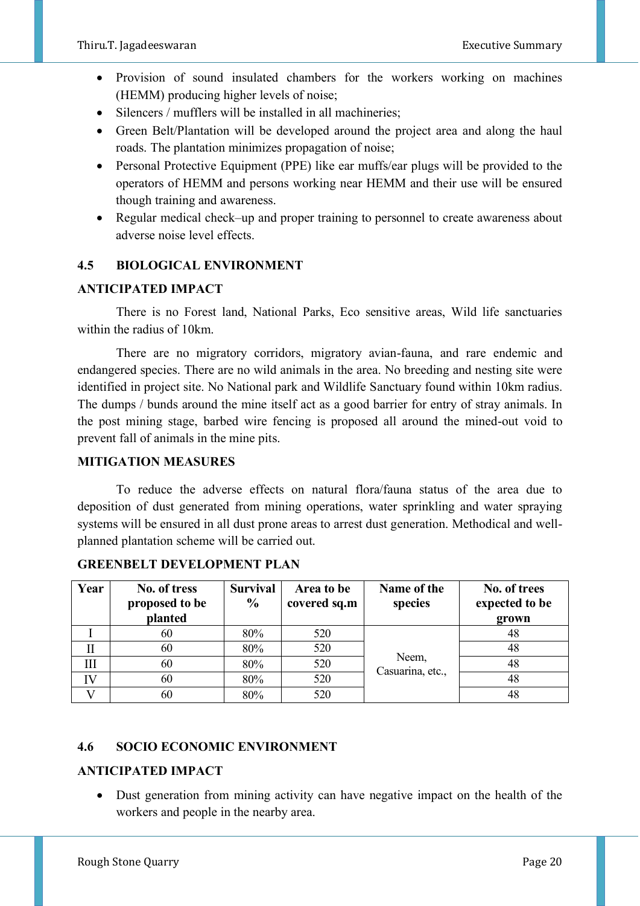- Provision of sound insulated chambers for the workers working on machines (HEMM) producing higher levels of noise;
- Silencers / mufflers will be installed in all machineries;
- Green Belt/Plantation will be developed around the project area and along the haul roads. The plantation minimizes propagation of noise;
- Personal Protective Equipment (PPE) like ear muffs/ear plugs will be provided to the operators of HEMM and persons working near HEMM and their use will be ensured though training and awareness.
- Regular medical check–up and proper training to personnel to create awareness about adverse noise level effects.

## 4.5 BIOLOGICAL ENVIRONMENT

### ANTICIPATED IMPACT

There is no Forest land, National Parks, Eco sensitive areas, Wild life sanctuaries within the radius of 10km.

There are no migratory corridors, migratory avian-fauna, and rare endemic and endangered species. There are no wild animals in the area. No breeding and nesting site were identified in project site. No National park and Wildlife Sanctuary found within 10km radius. The dumps / bunds around the mine itself act as a good barrier for entry of stray animals. In the post mining stage, barbed wire fencing is proposed all around the mined-out void to prevent fall of animals in the mine pits.

### MITIGATION MEASURES

To reduce the adverse effects on natural flora/fauna status of the area due to deposition of dust generated from mining operations, water sprinkling and water spraying systems will be ensured in all dust prone areas to arrest dust generation. Methodical and well-planned plantation scheme will be carried out.

### GREENBELT DEVELOPMENT PLAN

| Year | No. of tress proposed to be planted | Survival % | Area to be covered sq.m | Name of the species | No. of trees expected to be grown |
|---|---|---|---|---|---|
| I | 60 | 80% | 520 | Neem, Casuarina, etc., | 48 |
| II | 60 | 80% | 520 | | 48 |
| III | 60 | 80% | 520 | | 48 |
| IV | 60 | 80% | 520 | | 48 |
| V | 60 | 80% | 520 | | 48 |

## 4.6 SOCIO ECONOMIC ENVIRONMENT

### ANTICIPATED IMPACT

- Dust generation from mining activity can have negative impact on the health of the workers and people in the nearby area.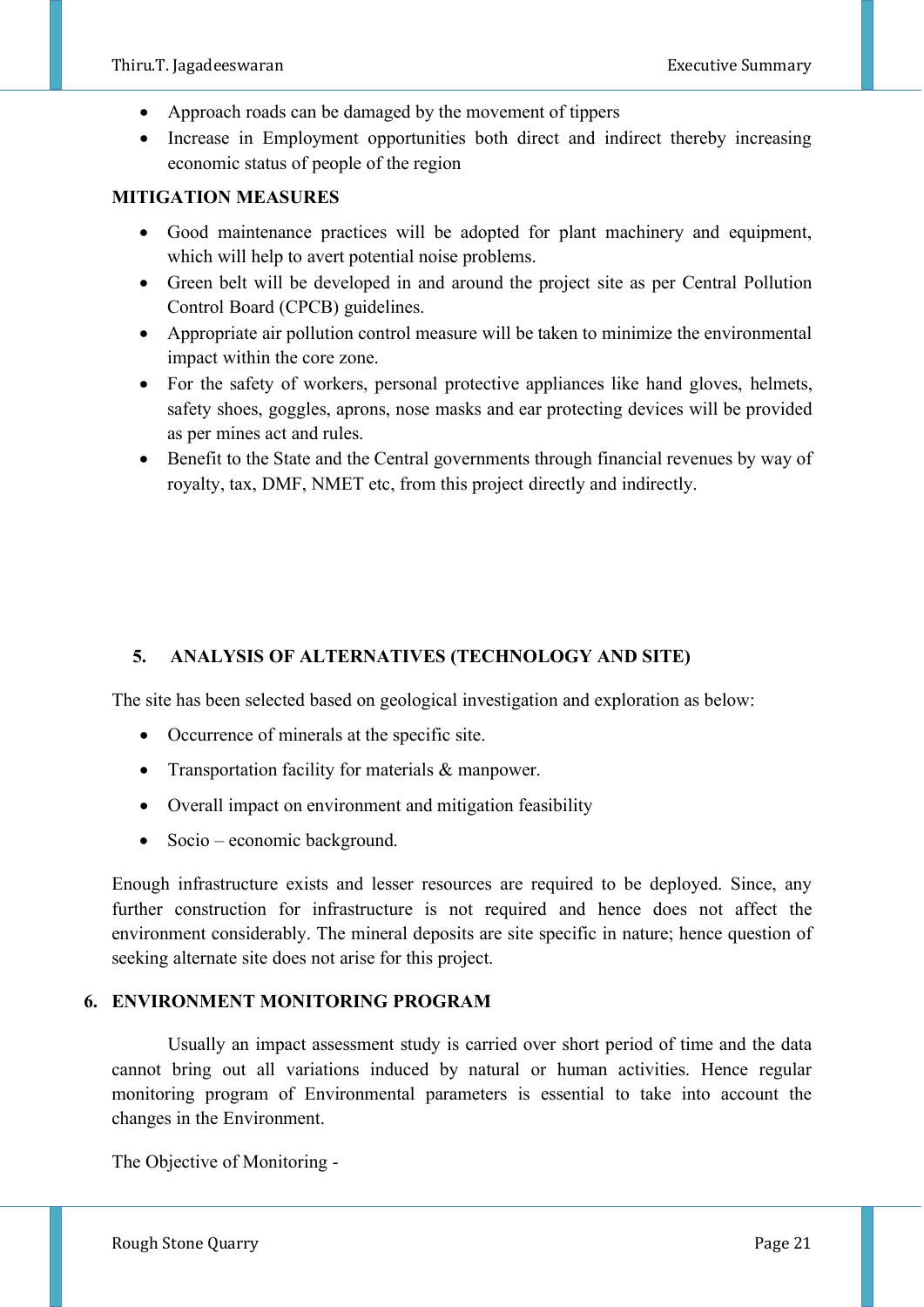- Approach roads can be damaged by the movement of tippers
- Increase in Employment opportunities both direct and indirect thereby increasing economic status of people of the region

**MITIGATION MEASURES**

- Good maintenance practices will be adopted for plant machinery and equipment, which will help to avert potential noise problems.
- Green belt will be developed in and around the project site as per Central Pollution Control Board (CPCB) guidelines.
- Appropriate air pollution control measure will be taken to minimize the environmental impact within the core zone.
- For the safety of workers, personal protective appliances like hand gloves, helmets, safety shoes, goggles, aprons, nose masks and ear protecting devices will be provided as per mines act and rules.
- Benefit to the State and the Central governments through financial revenues by way of royalty, tax, DMF, NMET etc, from this project directly and indirectly.

## 5. ANALYSIS OF ALTERNATIVES (TECHNOLOGY AND SITE)

The site has been selected based on geological investigation and exploration as below:

- Occurrence of minerals at the specific site.
- Transportation facility for materials & manpower.
- Overall impact on environment and mitigation feasibility
- Socio – economic background.

Enough infrastructure exists and lesser resources are required to be deployed. Since, any further construction for infrastructure is not required and hence does not affect the environment considerably. The mineral deposits are site specific in nature; hence question of seeking alternate site does not arise for this project.

## 6. ENVIRONMENT MONITORING PROGRAM

Usually an impact assessment study is carried over short period of time and the data cannot bring out all variations induced by natural or human activities. Hence regular monitoring program of Environmental parameters is essential to take into account the changes in the Environment.

The Objective of Monitoring -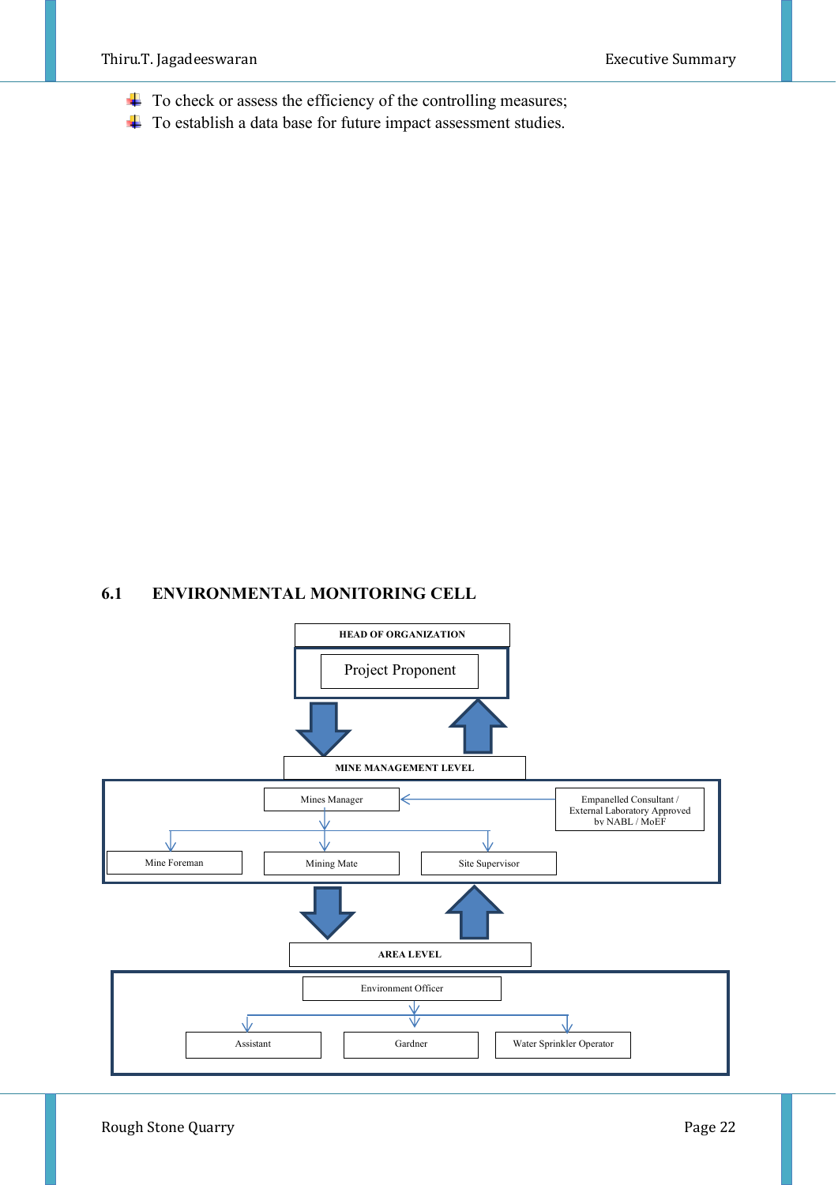- To check or assess the efficiency of the controlling measures;
- To establish a data base for future impact assessment studies.

## 6.1 ENVIRONMENTAL MONITORING CELL

HEAD OF ORGANIZATION

Project Proponent

MINE MANAGEMENT LEVEL

Mines Manager

Empanelled Consultant / External Laboratory Approved by NABL / MoEF

Mine Foreman

Mining Mate

Site Supervisor

AREA LEVEL

Environment Officer

Assistant

Gardner

Water Sprinkler Operator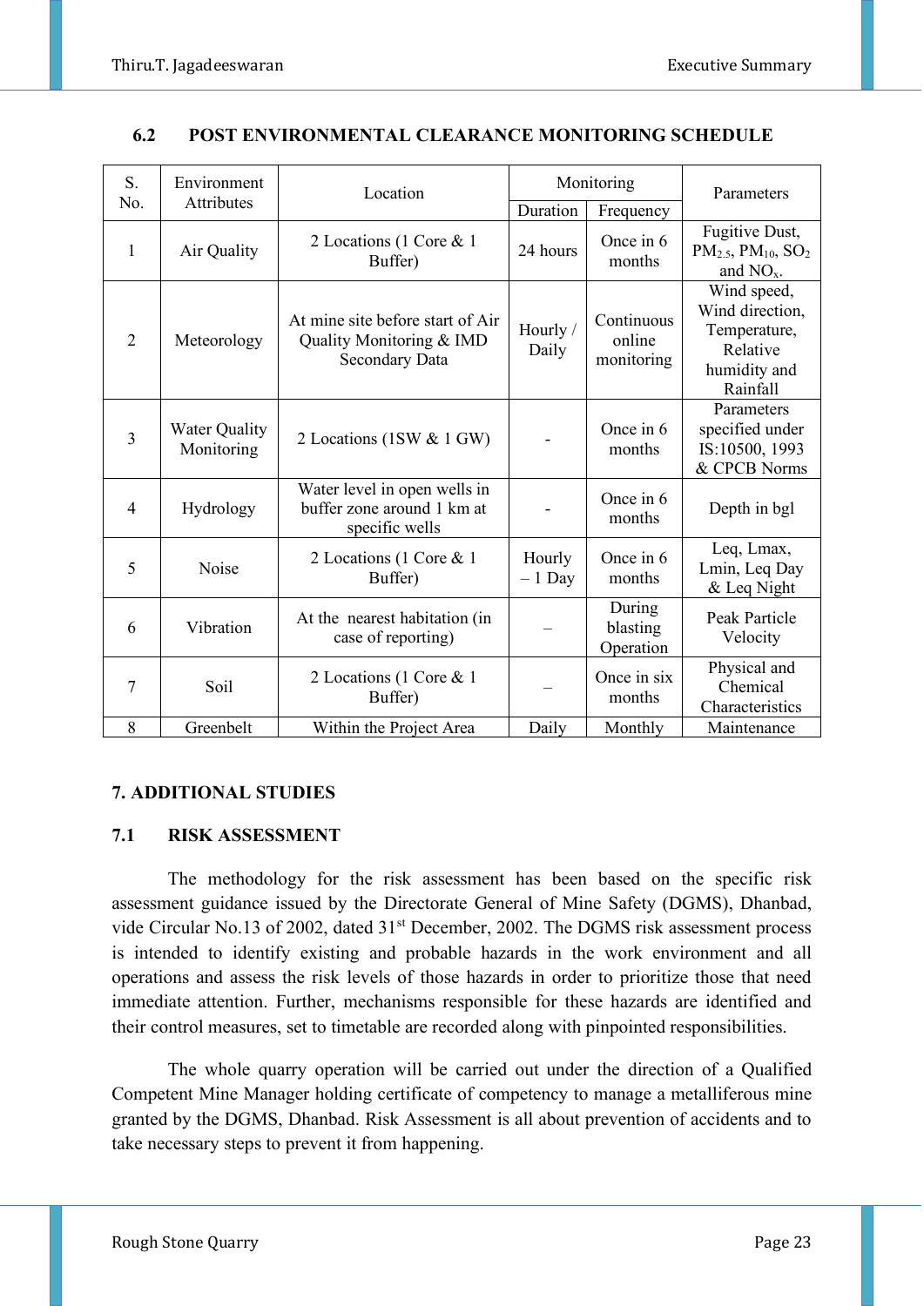## 6.2 POST ENVIRONMENTAL CLEARANCE MONITORING SCHEDULE

| S. No. | Environment Attributes | Location | Monitoring | | Parameters |
|---|---|---|---|---|---|
| | | | Duration | Frequency | |
| 1 | Air Quality | 2 Locations (1 Core & 1 Buffer) | 24 hours | Once in 6 months | Fugitive Dust, $PM_{2.5}$, $PM_{10}$, $SO_2$ and $NO_x$. |
| 2 | Meteorology | At mine site before start of Air Quality Monitoring & IMD Secondary Data | Hourly / Daily | Continuous online monitoring | Wind speed, Wind direction, Temperature, Relative humidity and Rainfall |
| 3 | Water Quality Monitoring | 2 Locations (1SW & 1 GW) | - | Once in 6 months | Parameters specified under IS:10500, 1993 & CPCB Norms |
| 4 | Hydrology | Water level in open wells in buffer zone around 1 km at specific wells | - | Once in 6 months | Depth in bgl |
| 5 | Noise | 2 Locations (1 Core & 1 Buffer) | Hourly – 1 Day | Once in 6 months | Leq, Lmax, Lmin, Leq Day & Leq Night |
| 6 | Vibration | At the nearest habitation (in case of reporting) | – | During blasting Operation | Peak Particle Velocity |
| 7 | Soil | 2 Locations (1 Core & 1 Buffer) | – | Once in six months | Physical and Chemical Characteristics |
| 8 | Greenbelt | Within the Project Area | Daily | Monthly | Maintenance |

## 7. ADDITIONAL STUDIES

### 7.1 RISK ASSESSMENT

The methodology for the risk assessment has been based on the specific risk assessment guidance issued by the Directorate General of Mine Safety (DGMS), Dhanbad, vide Circular No.13 of 2002, dated 31st December, 2002. The DGMS risk assessment process is intended to identify existing and probable hazards in the work environment and all operations and assess the risk levels of those hazards in order to prioritize those that need immediate attention. Further, mechanisms responsible for these hazards are identified and their control measures, set to timetable are recorded along with pinpointed responsibilities.

The whole quarry operation will be carried out under the direction of a Qualified Competent Mine Manager holding certificate of competency to manage a metalliferous mine granted by the DGMS, Dhanbad. Risk Assessment is all about prevention of accidents and to take necessary steps to prevent it from happening.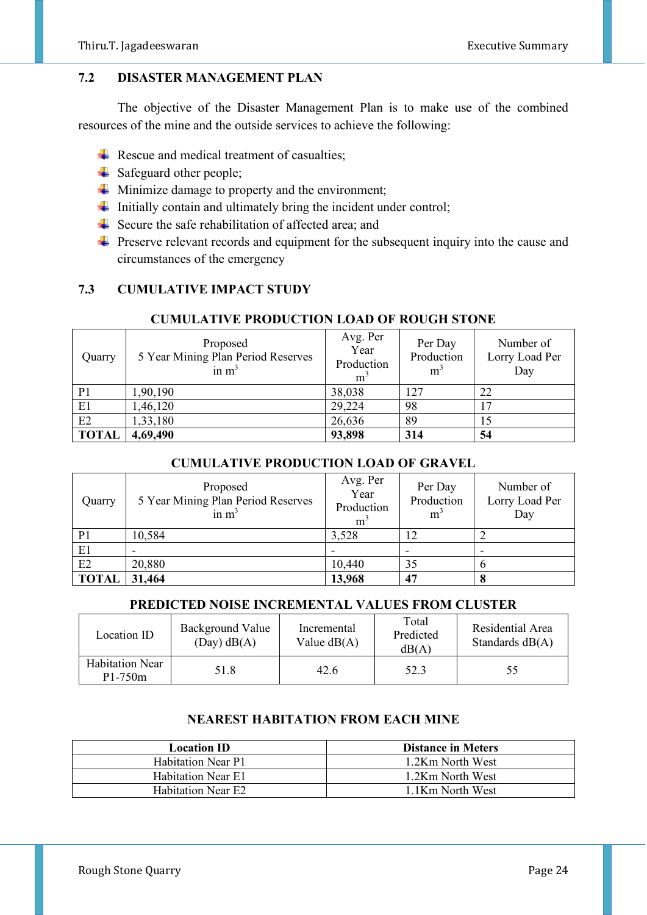## 7.2 DISASTER MANAGEMENT PLAN

The objective of the Disaster Management Plan is to make use of the combined resources of the mine and the outside services to achieve the following:

- Rescue and medical treatment of casualties;
- Safeguard other people;
- Minimize damage to property and the environment;
- Initially contain and ultimately bring the incident under control;
- Secure the safe rehabilitation of affected area; and
- Preserve relevant records and equipment for the subsequent inquiry into the cause and circumstances of the emergency

## 7.3 CUMULATIVE IMPACT STUDY

**CUMULATIVE PRODUCTION LOAD OF ROUGH STONE**

| Quarry | Proposed 5 Year Mining Plan Period Reserves in $m^3$ | Avg. Per Year Production $m^3$ | Per Day Production $m^3$ | Number of Lorry Load Per Day |
|---|---|---|---|---|
| P1 | 1,90,190 | 38,038 | 127 | 22 |
| E1 | 1,46,120 | 29,224 | 98 | 17 |
| E2 | 1,33,180 | 26,636 | 89 | 15 |
| **TOTAL** | **4,69,490** | **93,898** | **314** | **54** |

**CUMULATIVE PRODUCTION LOAD OF GRAVEL**

| Quarry | Proposed 5 Year Mining Plan Period Reserves in $m^3$ | Avg. Per Year Production $m^3$ | Per Day Production $m^3$ | Number of Lorry Load Per Day |
|---|---|---|---|---|
| P1 | 10,584 | 3,528 | 12 | 2 |
| E1 | - | - | - | - |
| E2 | 20,880 | 10,440 | 35 | 6 |
| **TOTAL** | **31,464** | **13,968** | **47** | **8** |

**PREDICTED NOISE INCREMENTAL VALUES FROM CLUSTER**

| Location ID | Background Value (Day) dB(A) | Incremental Value dB(A) | Total Predicted dB(A) | Residential Area Standards dB(A) |
|---|---|---|---|---|
| Habitation Near P1-750m | 51.8 | 42.6 | 52.3 | 55 |

**NEAREST HABITATION FROM EACH MINE**

| Location ID | Distance in Meters |
|---|---|
| Habitation Near P1 | 1.2Km North West |
| Habitation Near E1 | 1.2Km North West |
| Habitation Near E2 | 1.1Km North West |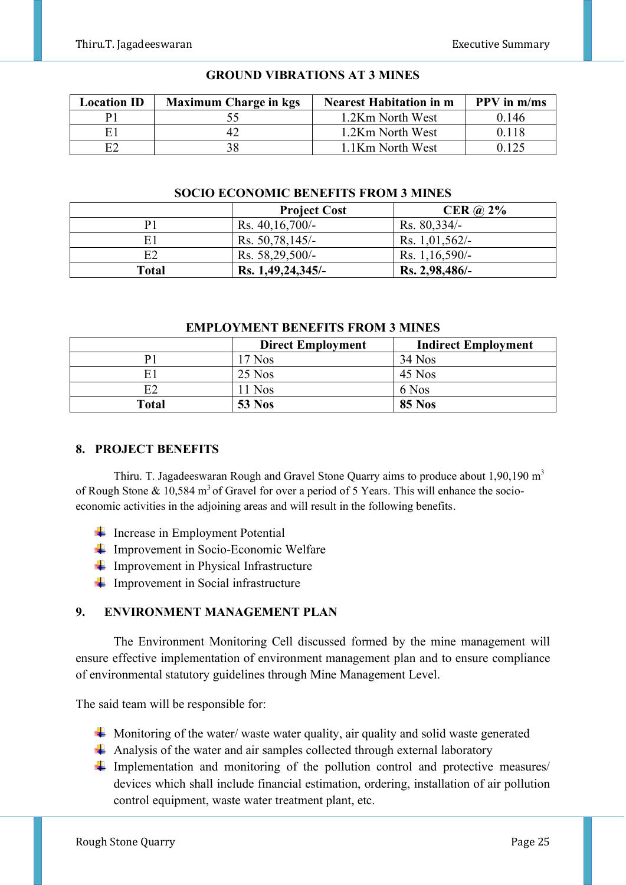**GROUND VIBRATIONS AT 3 MINES**

| Location ID | Maximum Charge in kgs | Nearest Habitation in m | PPV in m/ms |
|---|---|---|---|
| P1 | 55 | 1.2Km North West | 0.146 |
| E1 | 42 | 1.2Km North West | 0.118 |
| E2 | 38 | 1.1Km North West | 0.125 |

**SOCIO ECONOMIC BENEFITS FROM 3 MINES**

| | Project Cost | CER @ 2% |
|---|---|---|
| P1 | Rs. 40,16,700/- | Rs. 80,334/- |
| E1 | Rs. 50,78,145/- | Rs. 1,01,562/- |
| E2 | Rs. 58,29,500/- | Rs. 1,16,590/- |
| **Total** | **Rs. 1,49,24,345/-** | **Rs. 2,98,486/-** |

**EMPLOYMENT BENEFITS FROM 3 MINES**

| | Direct Employment | Indirect Employment |
|---|---|---|
| P1 | 17 Nos | 34 Nos |
| E1 | 25 Nos | 45 Nos |
| E2 | 11 Nos | 6 Nos |
| **Total** | **53 Nos** | **85 Nos** |

## 8. PROJECT BENEFITS

Thiru. T. Jagadeeswaran Rough and Gravel Stone Quarry aims to produce about 1,90,190 $m^3$ of Rough Stone & 10,584 $m^3$ of Gravel for over a period of 5 Years. This will enhance the socio-economic activities in the adjoining areas and will result in the following benefits.

- Increase in Employment Potential
- Improvement in Socio-Economic Welfare
- Improvement in Physical Infrastructure
- Improvement in Social infrastructure

## 9. ENVIRONMENT MANAGEMENT PLAN

The Environment Monitoring Cell discussed formed by the mine management will ensure effective implementation of environment management plan and to ensure compliance of environmental statutory guidelines through Mine Management Level.

The said team will be responsible for:

- Monitoring of the water/ waste water quality, air quality and solid waste generated
- Analysis of the water and air samples collected through external laboratory
- Implementation and monitoring of the pollution control and protective measures/ devices which shall include financial estimation, ordering, installation of air pollution control equipment, waste water treatment plant, etc.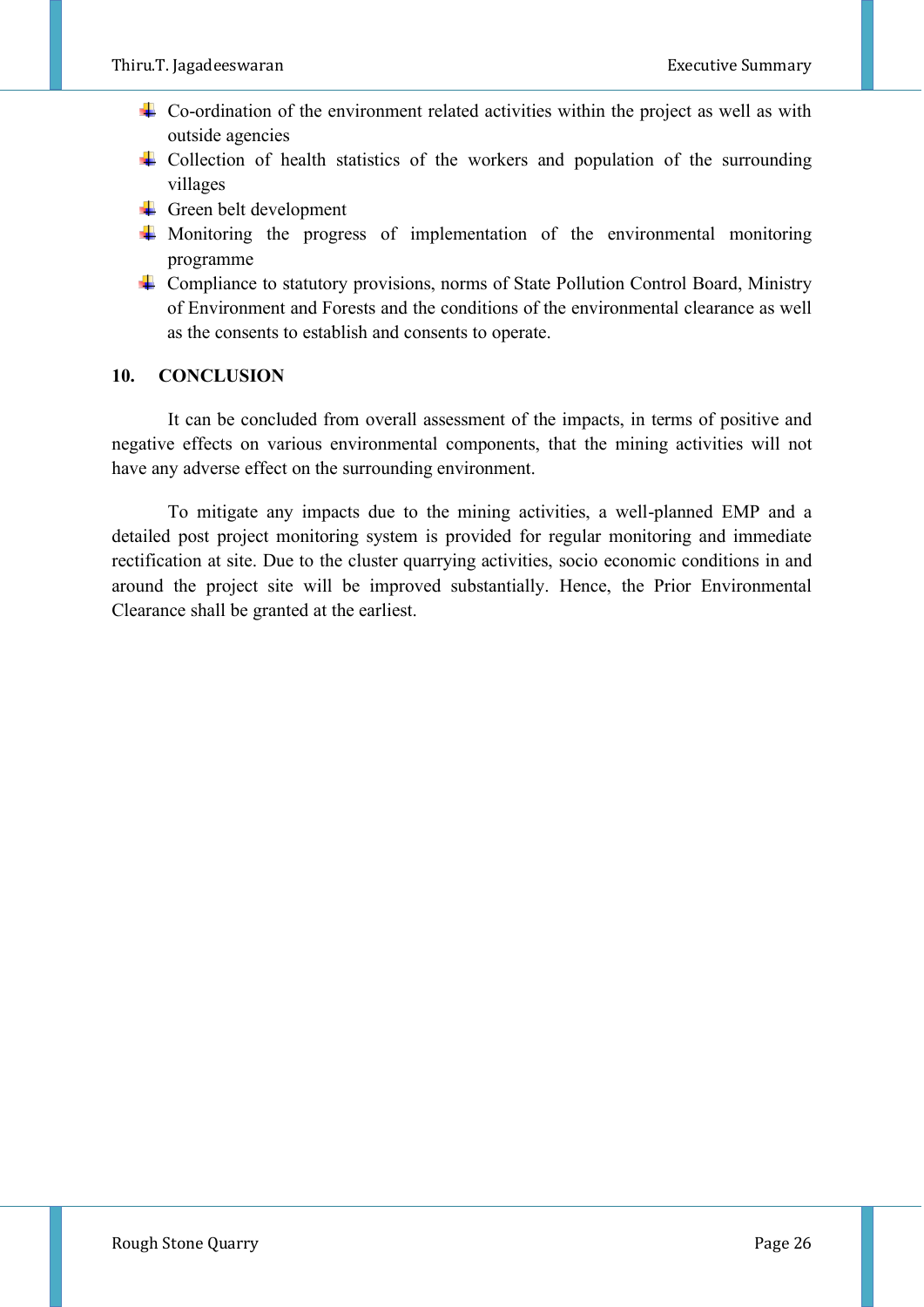- Co-ordination of the environment related activities within the project as well as with outside agencies
- Collection of health statistics of the workers and population of the surrounding villages
- Green belt development
- Monitoring the progress of implementation of the environmental monitoring programme
- Compliance to statutory provisions, norms of State Pollution Control Board, Ministry of Environment and Forests and the conditions of the environmental clearance as well as the consents to establish and consents to operate.

## 10. CONCLUSION

It can be concluded from overall assessment of the impacts, in terms of positive and negative effects on various environmental components, that the mining activities will not have any adverse effect on the surrounding environment.

To mitigate any impacts due to the mining activities, a well-planned EMP and a detailed post project monitoring system is provided for regular monitoring and immediate rectification at site. Due to the cluster quarrying activities, socio economic conditions in and around the project site will be improved substantially. Hence, the Prior Environmental Clearance shall be granted at the earliest.